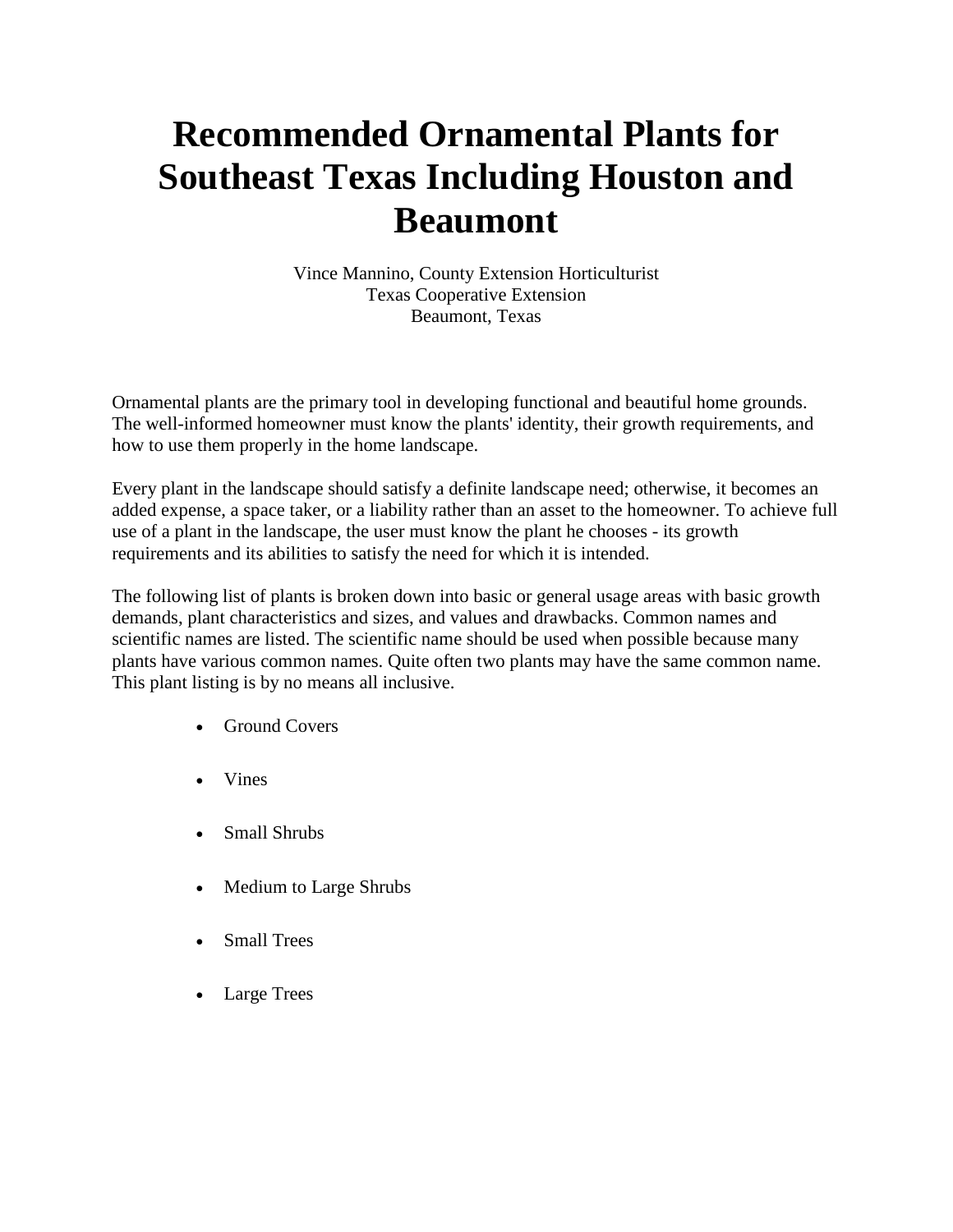# Recommended Ornamental Plants for Southeast Texas Including Houston and Beaumont

Vince Mannino, County Extension Horticulturist
Texas Cooperative Extension
Beaumont, Texas

Ornamental plants are the primary tool in developing functional and beautiful home grounds. The well-informed homeowner must know the plants' identity, their growth requirements, and how to use them properly in the home landscape.

Every plant in the landscape should satisfy a definite landscape need; otherwise, it becomes an added expense, a space taker, or a liability rather than an asset to the homeowner. To achieve full use of a plant in the landscape, the user must know the plant he chooses - its growth requirements and its abilities to satisfy the need for which it is intended.

The following list of plants is broken down into basic or general usage areas with basic growth demands, plant characteristics and sizes, and values and drawbacks. Common names and scientific names are listed. The scientific name should be used when possible because many plants have various common names. Quite often two plants may have the same common name. This plant listing is by no means all inclusive.

- Ground Covers
- Vines
- Small Shrubs
- Medium to Large Shrubs
- Small Trees
- Large Trees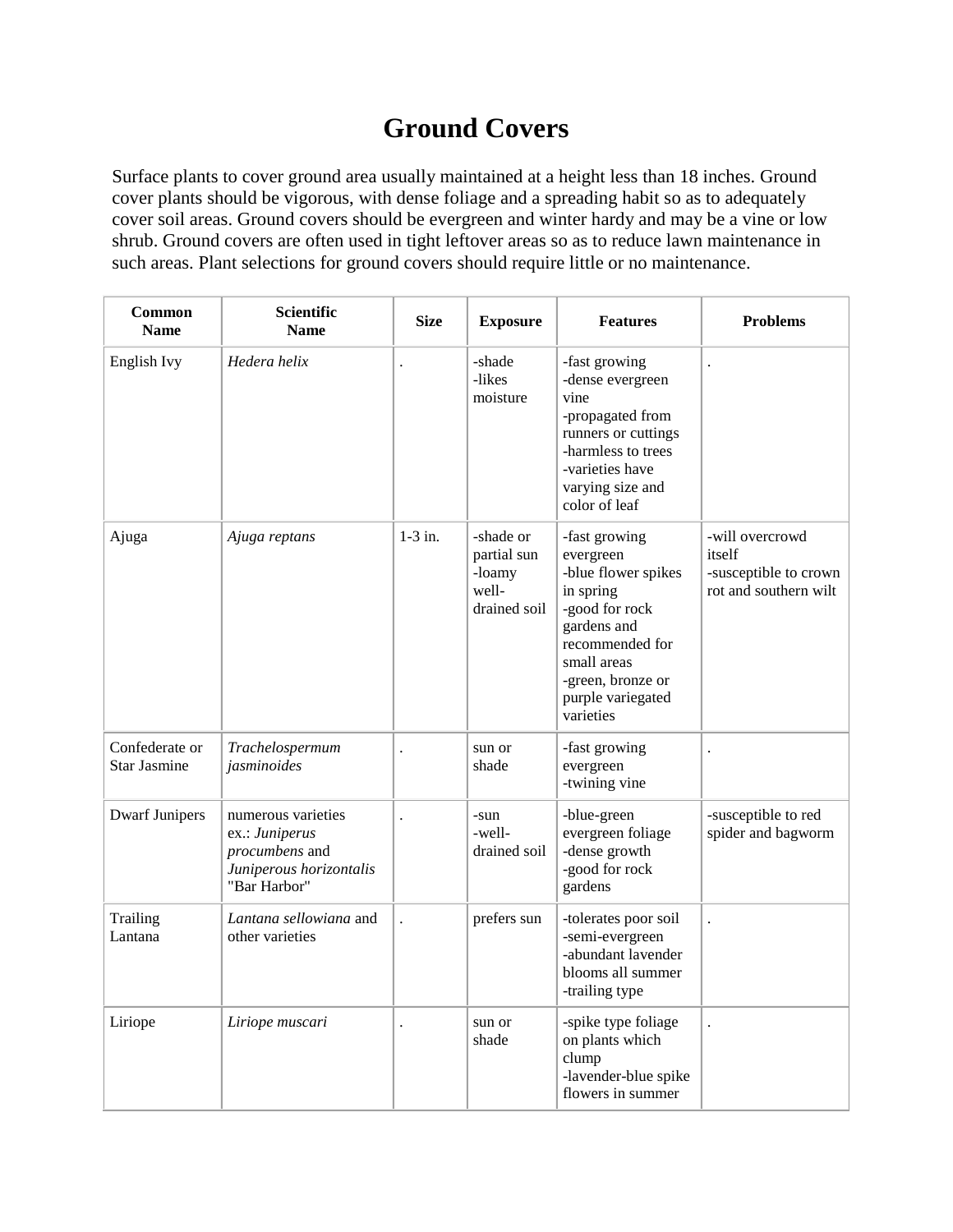# Ground Covers

Surface plants to cover ground area usually maintained at a height less than 18 inches. Ground cover plants should be vigorous, with dense foliage and a spreading habit so as to adequately cover soil areas. Ground covers should be evergreen and winter hardy and may be a vine or low shrub. Ground covers are often used in tight leftover areas so as to reduce lawn maintenance in such areas. Plant selections for ground covers should require little or no maintenance.

| Common Name | Scientific Name | Size | Exposure | Features | Problems |
|---|---|---|---|---|---|
| English Ivy | *Hedera helix* | . | -shade<br>-likes moisture | -fast growing<br>-dense evergreen vine<br>-propagated from runners or cuttings<br>-harmless to trees<br>-varieties have varying size and color of leaf | . |
| Ajuga | *Ajuga reptans* | 1-3 in. | -shade or partial sun<br>-loamy well-drained soil | -fast growing evergreen<br>-blue flower spikes in spring<br>-good for rock gardens and recommended for small areas<br>-green, bronze or purple variegated varieties | -will overcrowd itself<br>-susceptible to crown rot and southern wilt |
| Confederate or Star Jasmine | *Trachelospermum jasminoides* | . | sun or shade | -fast growing evergreen<br>-twining vine | . |
| Dwarf Junipers | numerous varieties ex.: *Juniperus procumbens* and *Juniperous horizontalis* "Bar Harbor" | . | -sun<br>-well-drained soil | -blue-green evergreen foliage<br>-dense growth<br>-good for rock gardens | -susceptible to red spider and bagworm |
| Trailing Lantana | *Lantana sellowiana* and other varieties | . | prefers sun | -tolerates poor soil<br>-semi-evergreen<br>-abundant lavender blooms all summer<br>-trailing type | . |
| Liriope | *Liriope muscari* | . | sun or shade | -spike type foliage on plants which clump<br>-lavender-blue spike flowers in summer | . |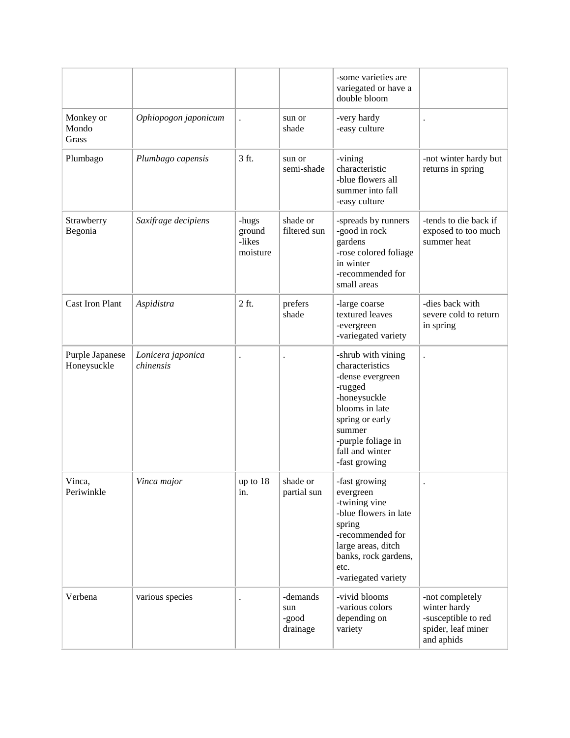| | | | | -some varieties are variegated or have a double bloom | |
|---|---|---|---|---|---|
| Monkey or Mondo Grass | *Ophiopogon japonicum* | . | sun or shade | -very hardy<br>-easy culture | . |
| Plumbago | *Plumbago capensis* | 3 ft. | sun or semi-shade | -vining characteristic<br>-blue flowers all summer into fall<br>-easy culture | -not winter hardy but returns in spring |
| Strawberry Begonia | *Saxifrage decipiens* | -hugs ground<br>-likes moisture | shade or filtered sun | -spreads by runners<br>-good in rock gardens<br>-rose colored foliage in winter<br>-recommended for small areas | -tends to die back if exposed to too much summer heat |
| Cast Iron Plant | *Aspidistra* | 2 ft. | prefers shade | -large coarse textured leaves<br>-evergreen<br>-variegated variety | -dies back with severe cold to return in spring |
| Purple Japanese Honeysuckle | *Lonicera japonica chinensis* | . | . | -shrub with vining characteristics<br>-dense evergreen<br>-rugged<br>-honeysuckle blooms in late spring or early summer<br>-purple foliage in fall and winter<br>-fast growing | . |
| Vinca, Periwinkle | *Vinca major* | up to 18 in. | shade or partial sun | -fast growing evergreen<br>-twining vine<br>-blue flowers in late spring<br>-recommended for large areas, ditch banks, rock gardens, etc.<br>-variegated variety | . |
| Verbena | various species | . | -demands sun<br>-good drainage | -vivid blooms<br>-various colors depending on variety | -not completely winter hardy<br>-susceptible to red spider, leaf miner and aphids |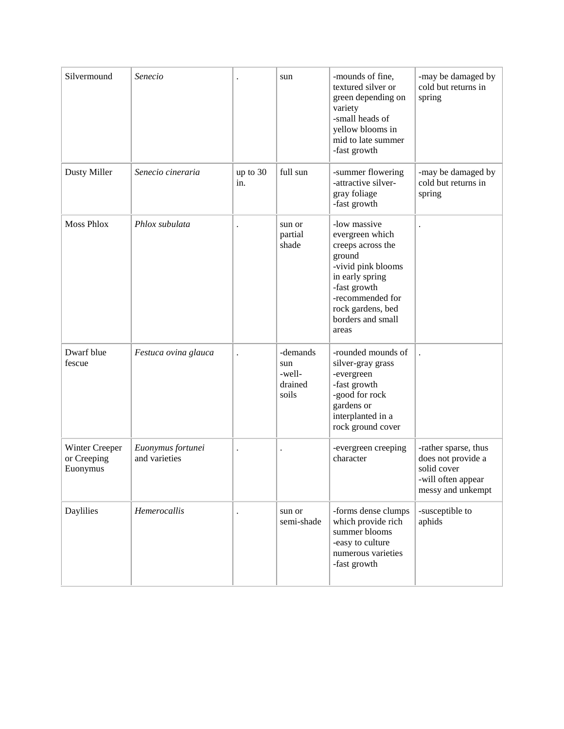| Silvermound | *Senecio* | . | sun | -mounds of fine, textured silver or green depending on variety<br>-small heads of yellow blooms in mid to late summer<br>-fast growth | -may be damaged by cold but returns in spring |
|---|---|---|---|---|---|
| Dusty Miller | *Senecio cineraria* | up to 30 in. | full sun | -summer flowering<br>-attractive silver-gray foliage<br>-fast growth | -may be damaged by cold but returns in spring |
| Moss Phlox | *Phlox subulata* | . | sun or partial shade | -low massive evergreen which creeps across the ground<br>-vivid pink blooms in early spring<br>-fast growth<br>-recommended for rock gardens, bed borders and small areas | . |
| Dwarf blue fescue | *Festuca ovina glauca* | . | -demands sun<br>-well-drained soils | -rounded mounds of silver-gray grass<br>-evergreen<br>-fast growth<br>-good for rock gardens or interplanted in a rock ground cover | . |
| Winter Creeper or Creeping Euonymus | *Euonymus fortunei* and varieties | . | . | -evergreen creeping character | -rather sparse, thus does not provide a solid cover<br>-will often appear messy and unkempt |
| Daylilies | *Hemerocallis* | . | sun or semi-shade | -forms dense clumps which provide rich summer blooms<br>-easy to culture numerous varieties<br>-fast growth | -susceptible to aphids |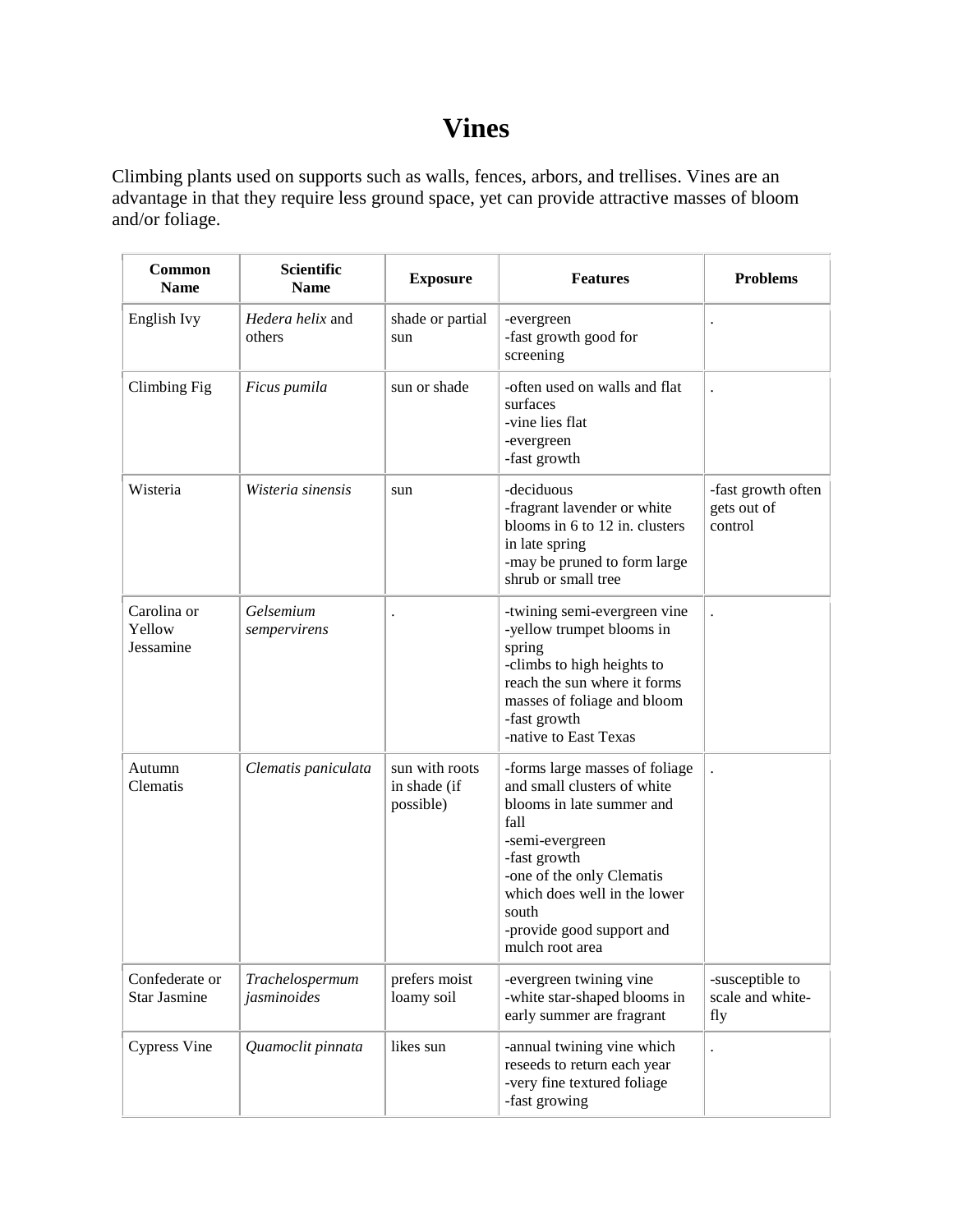# Vines

Climbing plants used on supports such as walls, fences, arbors, and trellises. Vines are an advantage in that they require less ground space, yet can provide attractive masses of bloom and/or foliage.

| Common Name | Scientific Name | Exposure | Features | Problems |
|---|---|---|---|---|
| English Ivy | *Hedera helix* and others | shade or partial sun | -evergreen<br>-fast growth good for screening | . |
| Climbing Fig | *Ficus pumila* | sun or shade | -often used on walls and flat surfaces<br>-vine lies flat<br>-evergreen<br>-fast growth | . |
| Wisteria | *Wisteria sinensis* | sun | -deciduous<br>-fragrant lavender or white blooms in 6 to 12 in. clusters in late spring<br>-may be pruned to form large shrub or small tree | -fast growth often gets out of control |
| Carolina or Yellow Jessamine | *Gelsemium sempervirens* | . | -twining semi-evergreen vine<br>-yellow trumpet blooms in spring<br>-climbs to high heights to reach the sun where it forms masses of foliage and bloom<br>-fast growth<br>-native to East Texas | . |
| Autumn Clematis | *Clematis paniculata* | sun with roots in shade (if possible) | -forms large masses of foliage and small clusters of white blooms in late summer and fall<br>-semi-evergreen<br>-fast growth<br>-one of the only Clematis which does well in the lower south<br>-provide good support and mulch root area | . |
| Confederate or Star Jasmine | *Trachelospermum jasminoides* | prefers moist loamy soil | -evergreen twining vine<br>-white star-shaped blooms in early summer are fragrant | -susceptible to scale and white-fly |
| Cypress Vine | *Quamoclit pinnata* | likes sun | -annual twining vine which reseeds to return each year<br>-very fine textured foliage<br>-fast growing | . |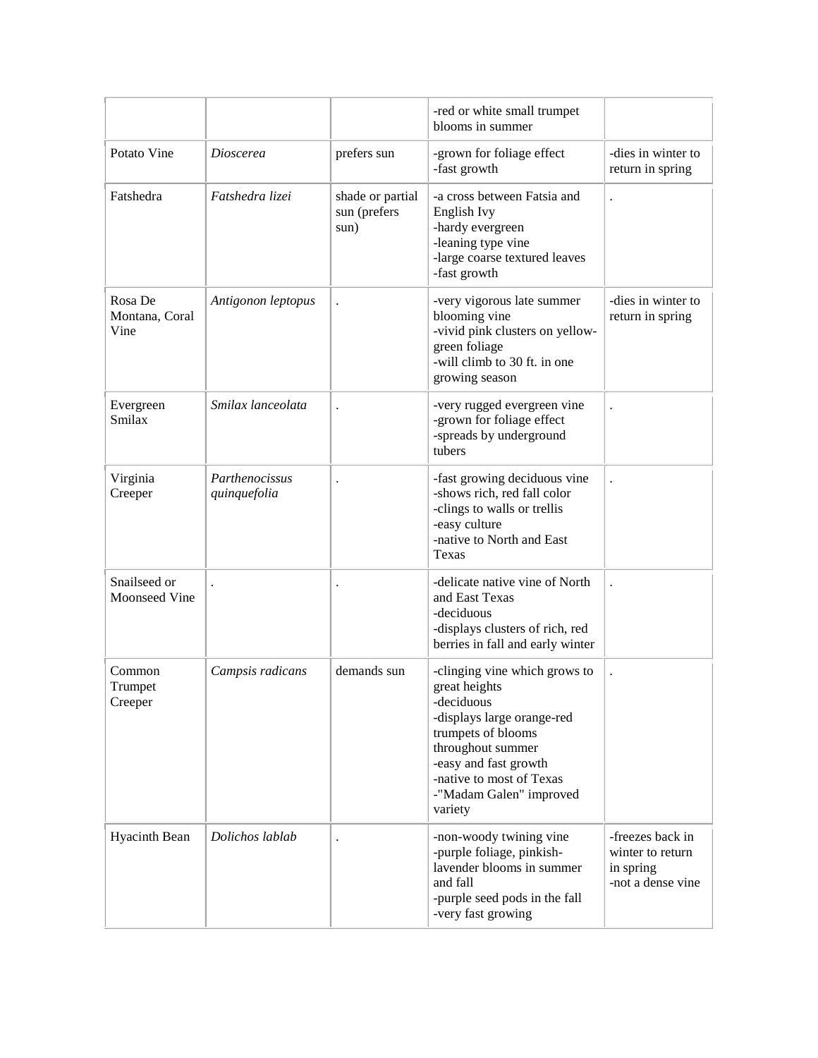| | | | | |
|---|---|---|---|---|
| | | | -red or white small trumpet blooms in summer | |
| Potato Vine | *Dioscerea* | prefers sun | -grown for foliage effect<br>-fast growth | -dies in winter to return in spring |
| Fatshedra | *Fatshedra lizei* | shade or partial sun (prefers sun) | -a cross between Fatsia and English Ivy<br>-hardy evergreen<br>-leaning type vine<br>-large coarse textured leaves<br>-fast growth | . |
| Rosa De Montana, Coral Vine | *Antigonon leptopus* | . | -very vigorous late summer blooming vine<br>-vivid pink clusters on yellow-green foliage<br>-will climb to 30 ft. in one growing season | -dies in winter to return in spring |
| Evergreen Smilax | *Smilax lanceolata* | . | -very rugged evergreen vine<br>-grown for foliage effect<br>-spreads by underground tubers | . |
| Virginia Creeper | *Parthenocissus quinquefolia* | . | -fast growing deciduous vine<br>-shows rich, red fall color<br>-clings to walls or trellis<br>-easy culture<br>-native to North and East Texas | . |
| Snailseed or Moonseed Vine | . | . | -delicate native vine of North and East Texas<br>-deciduous<br>-displays clusters of rich, red berries in fall and early winter | . |
| Common Trumpet Creeper | *Campsis radicans* | demands sun | -clinging vine which grows to great heights<br>-deciduous<br>-displays large orange-red trumpets of blooms throughout summer<br>-easy and fast growth<br>-native to most of Texas<br>-"Madam Galen" improved variety | . |
| Hyacinth Bean | *Dolichos lablab* | . | -non-woody twining vine<br>-purple foliage, pinkish-lavender blooms in summer and fall<br>-purple seed pods in the fall<br>-very fast growing | -freezes back in winter to return in spring<br>-not a dense vine |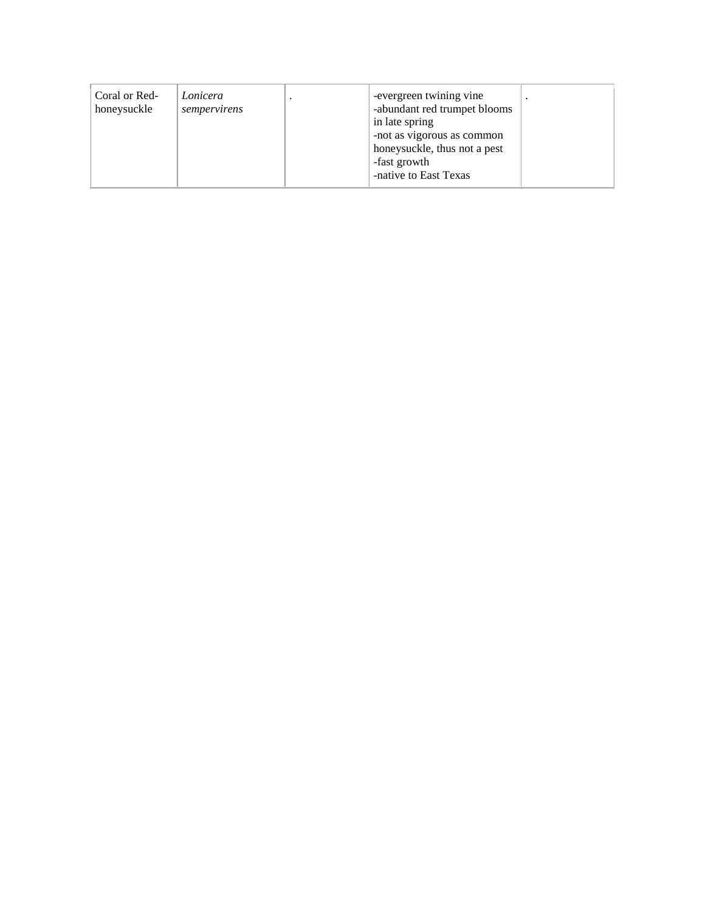| | | | | |
|---|---|---|---|---|
| Coral or Red-honeysuckle | *Lonicera sempervirens* | . | -evergreen twining vine<br>-abundant red trumpet blooms in late spring<br>-not as vigorous as common honeysuckle, thus not a pest<br>-fast growth<br>-native to East Texas | . |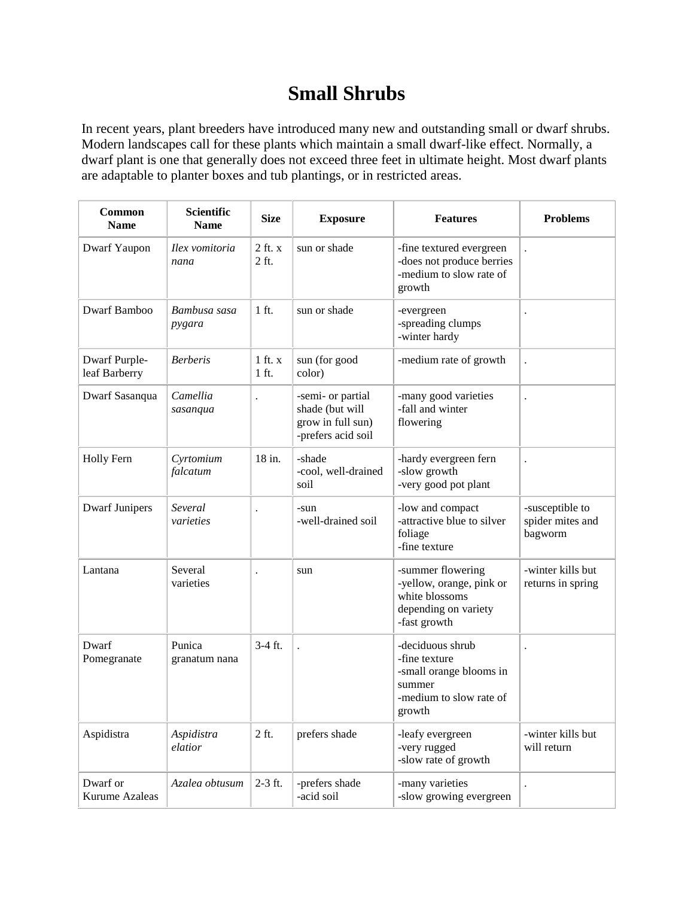# Small Shrubs

In recent years, plant breeders have introduced many new and outstanding small or dwarf shrubs. Modern landscapes call for these plants which maintain a small dwarf-like effect. Normally, a dwarf plant is one that generally does not exceed three feet in ultimate height. Most dwarf plants are adaptable to planter boxes and tub plantings, or in restricted areas.

| Common Name | Scientific Name | Size | Exposure | Features | Problems |
|---|---|---|---|---|---|
| Dwarf Yaupon | *Ilex vomitoria nana* | 2 ft. x 2 ft. | sun or shade | -fine textured evergreen<br>-does not produce berries<br>-medium to slow rate of growth | . |
| Dwarf Bamboo | *Bambusa sasa pygara* | 1 ft. | sun or shade | -evergreen<br>-spreading clumps<br>-winter hardy | . |
| Dwarf Purple-leaf Barberry | *Berberis* | 1 ft. x 1 ft. | sun (for good color) | -medium rate of growth | . |
| Dwarf Sasanqua | *Camellia sasanqua* | . | -semi- or partial shade (but will grow in full sun)<br>-prefers acid soil | -many good varieties<br>-fall and winter flowering | . |
| Holly Fern | *Cyrtomium falcatum* | 18 in. | -shade<br>-cool, well-drained soil | -hardy evergreen fern<br>-slow growth<br>-very good pot plant | . |
| Dwarf Junipers | *Several varieties* | . | -sun<br>-well-drained soil | -low and compact<br>-attractive blue to silver foliage<br>-fine texture | -susceptible to spider mites and bagworm |
| Lantana | Several varieties | . | sun | -summer flowering<br>-yellow, orange, pink or white blossoms depending on variety<br>-fast growth | -winter kills but returns in spring |
| Dwarf Pomegranate | Punica granatum nana | 3-4 ft. | . | -deciduous shrub<br>-fine texture<br>-small orange blooms in summer<br>-medium to slow rate of growth | . |
| Aspidistra | *Aspidistra elatior* | 2 ft. | prefers shade | -leafy evergreen<br>-very rugged<br>-slow rate of growth | -winter kills but will return |
| Dwarf or Kurume Azaleas | *Azalea obtusum* | 2-3 ft. | -prefers shade<br>-acid soil | -many varieties<br>-slow growing evergreen | . |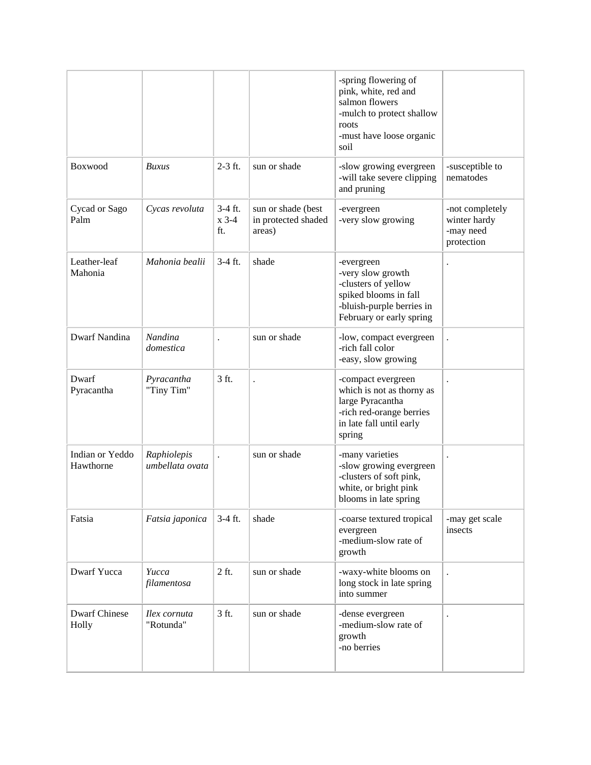| | | | | -spring flowering of pink, white, red and salmon flowers<br>-mulch to protect shallow roots<br>-must have loose organic soil | |
|---|---|---|---|---|---|
| Boxwood | *Buxus* | 2-3 ft. | sun or shade | -slow growing evergreen<br>-will take severe clipping and pruning | -susceptible to nematodes |
| Cycad or Sago Palm | *Cycas revoluta* | 3-4 ft. x 3-4 ft. | sun or shade (best in protected shaded areas) | -evergreen<br>-very slow growing | -not completely winter hardy<br>-may need protection |
| Leather-leaf Mahonia | *Mahonia bealii* | 3-4 ft. | shade | -evergreen<br>-very slow growth<br>-clusters of yellow spiked blooms in fall<br>-bluish-purple berries in February or early spring | . |
| Dwarf Nandina | *Nandina domestica* | . | sun or shade | -low, compact evergreen<br>-rich fall color<br>-easy, slow growing | . |
| Dwarf Pyracantha | *Pyracantha* "Tiny Tim" | 3 ft. | . | -compact evergreen which is not as thorny as large Pyracantha<br>-rich red-orange berries in late fall until early spring | . |
| Indian or Yeddo Hawthorne | *Raphiolepis umbellata ovata* | . | sun or shade | -many varieties<br>-slow growing evergreen<br>-clusters of soft pink, white, or bright pink blooms in late spring | . |
| Fatsia | *Fatsia japonica* | 3-4 ft. | shade | -coarse textured tropical evergreen<br>-medium-slow rate of growth | -may get scale insects |
| Dwarf Yucca | *Yucca filamentosa* | 2 ft. | sun or shade | -waxy-white blooms on long stock in late spring into summer | . |
| Dwarf Chinese Holly | *Ilex cornuta* "Rotunda" | 3 ft. | sun or shade | -dense evergreen<br>-medium-slow rate of growth<br>-no berries | . |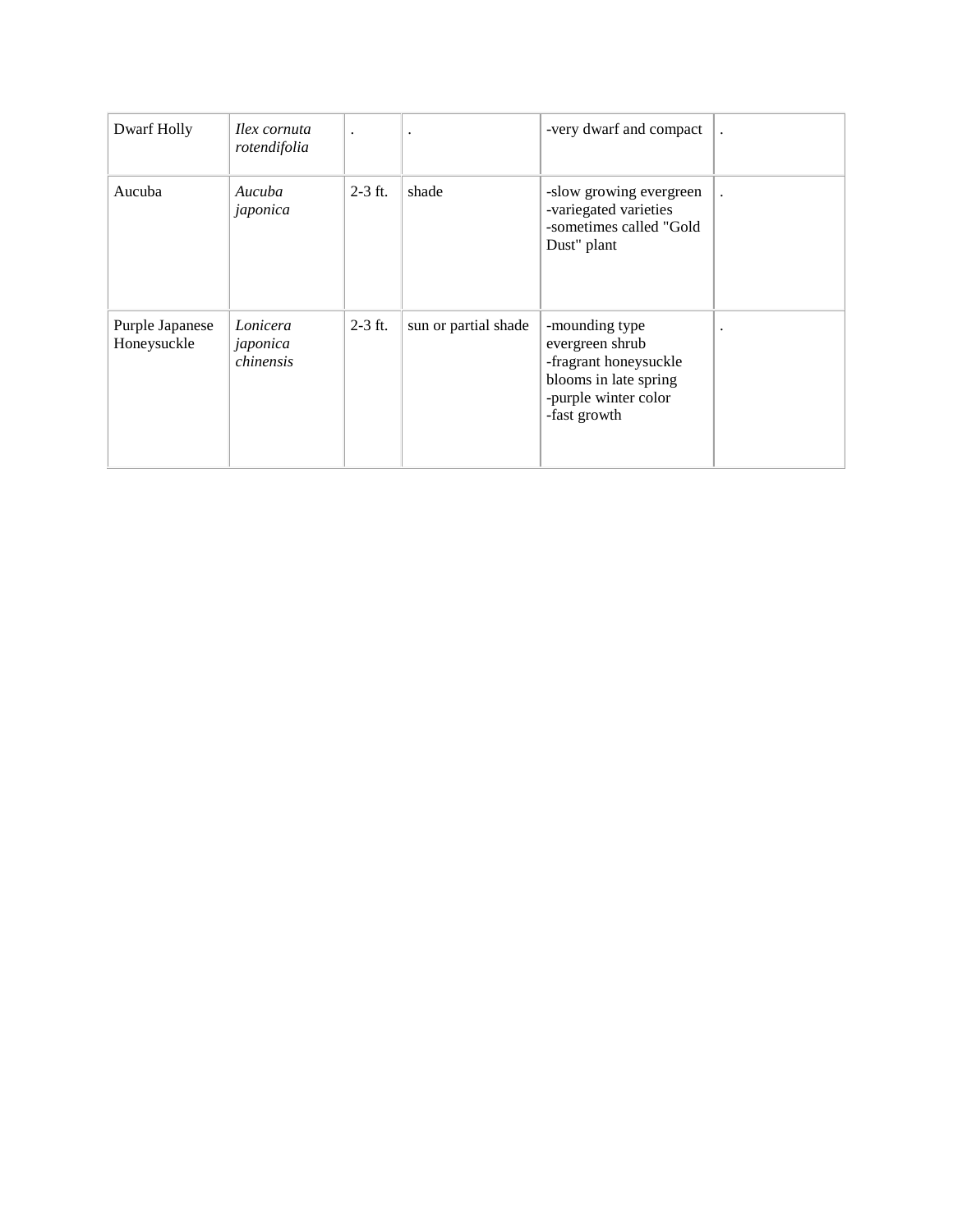| | | | | | |
|---|---|---|---|---|---|
| Dwarf Holly | *Ilex cornuta rotendifolia* | . | . | -very dwarf and compact | . |
| Aucuba | *Aucuba japonica* | 2-3 ft. | shade | -slow growing evergreen<br>-variegated varieties<br>-sometimes called "Gold Dust" plant | . |
| Purple Japanese Honeysuckle | *Lonicera japonica chinensis* | 2-3 ft. | sun or partial shade | -mounding type evergreen shrub<br>-fragrant honeysuckle blooms in late spring<br>-purple winter color<br>-fast growth | . |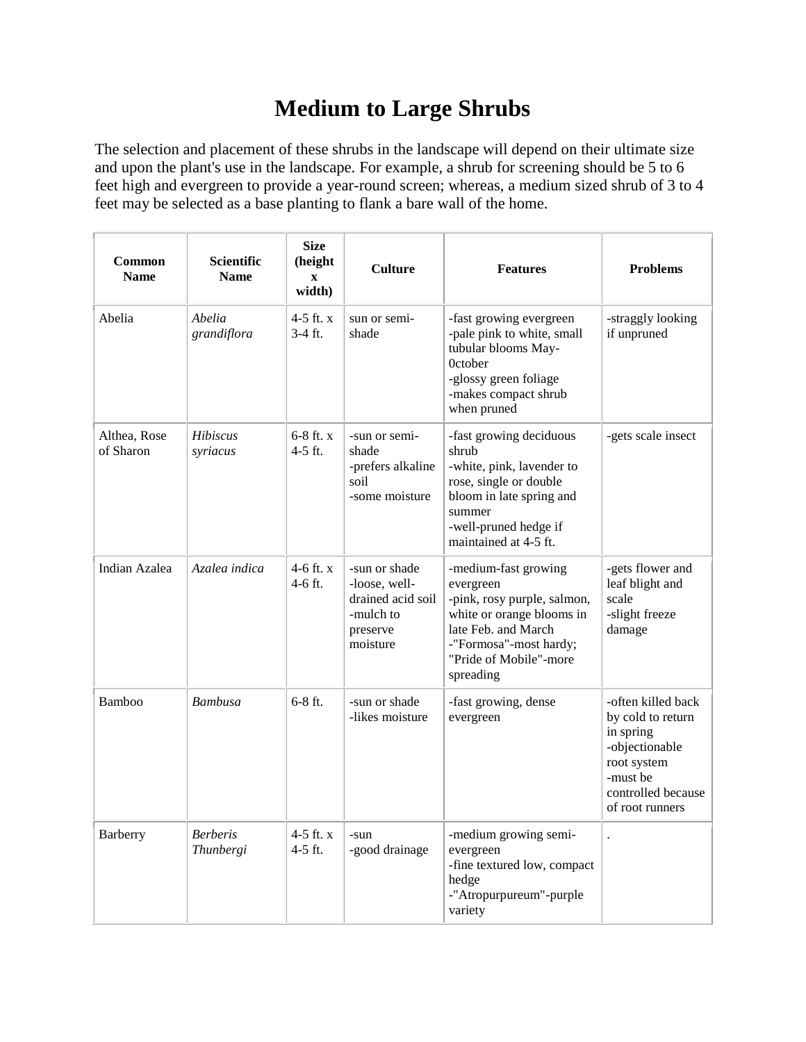# Medium to Large Shrubs

The selection and placement of these shrubs in the landscape will depend on their ultimate size and upon the plant's use in the landscape. For example, a shrub for screening should be 5 to 6 feet high and evergreen to provide a year-round screen; whereas, a medium sized shrub of 3 to 4 feet may be selected as a base planting to flank a bare wall of the home.

| Common Name | Scientific Name | Size (height x width) | Culture | Features | Problems |
|---|---|---|---|---|---|
| Abelia | *Abelia grandiflora* | 4-5 ft. x 3-4 ft. | sun or semi-shade | -fast growing evergreen<br>-pale pink to white, small tubular blooms May-0ctober<br>-glossy green foliage<br>-makes compact shrub when pruned | -straggly looking if unpruned |
| Althea, Rose of Sharon | *Hibiscus syriacus* | 6-8 ft. x 4-5 ft. | -sun or semi-shade<br>-prefers alkaline soil<br>-some moisture | -fast growing deciduous shrub<br>-white, pink, lavender to rose, single or double bloom in late spring and summer<br>-well-pruned hedge if maintained at 4-5 ft. | -gets scale insect |
| Indian Azalea | *Azalea indica* | 4-6 ft. x 4-6 ft. | -sun or shade<br>-loose, well-drained acid soil<br>-mulch to preserve moisture | -medium-fast growing evergreen<br>-pink, rosy purple, salmon, white or orange blooms in late Feb. and March<br>-"Formosa"-most hardy; "Pride of Mobile"-more spreading | -gets flower and leaf blight and scale<br>-slight freeze damage |
| Bamboo | *Bambusa* | 6-8 ft. | -sun or shade<br>-likes moisture | -fast growing, dense evergreen | -often killed back by cold to return in spring<br>-objectionable root system<br>-must be controlled because of root runners |
| Barberry | *Berberis Thunbergi* | 4-5 ft. x 4-5 ft. | -sun<br>-good drainage | -medium growing semi-evergreen<br>-fine textured low, compact hedge<br>-"Atropurpureum"-purple variety | . |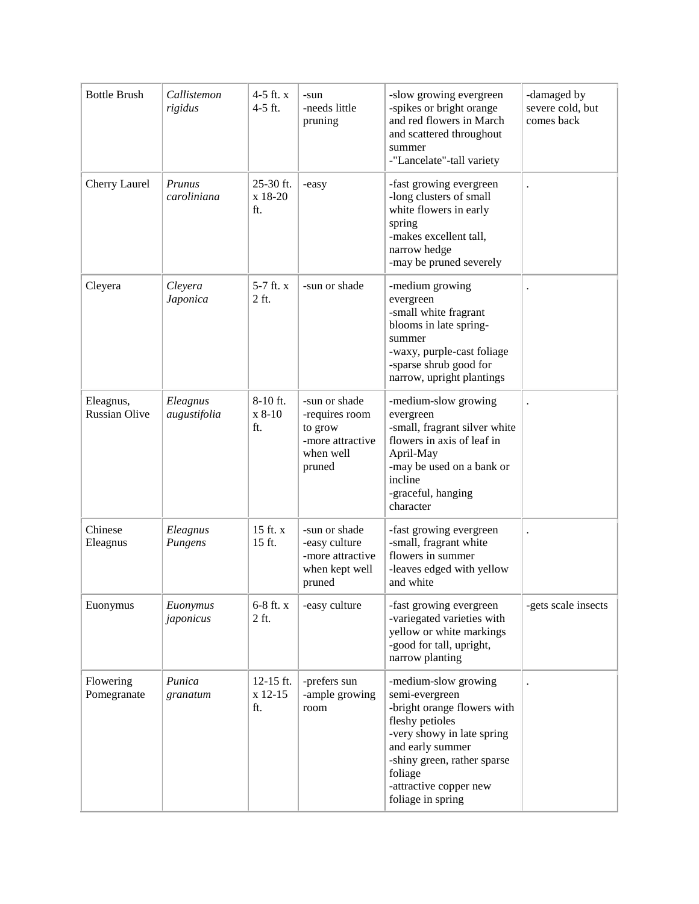| Bottle Brush | *Callistemon rigidus* | 4-5 ft. x 4-5 ft. | -sun<br>-needs little pruning | -slow growing evergreen<br>-spikes or bright orange and red flowers in March and scattered throughout summer<br>-"Lancelate"-tall variety | -damaged by severe cold, but comes back |
|---|---|---|---|---|---|
| Cherry Laurel | *Prunus caroliniana* | 25-30 ft. x 18-20 ft. | -easy | -fast growing evergreen<br>-long clusters of small white flowers in early spring<br>-makes excellent tall, narrow hedge<br>-may be pruned severely | . |
| Cleyera | *Cleyera Japonica* | 5-7 ft. x 2 ft. | -sun or shade | -medium growing evergreen<br>-small white fragrant blooms in late spring-summer<br>-waxy, purple-cast foliage<br>-sparse shrub good for narrow, upright plantings | . |
| Eleagnus, Russian Olive | *Eleagnus augustifolia* | 8-10 ft. x 8-10 ft. | -sun or shade<br>-requires room to grow<br>-more attractive when well pruned | -medium-slow growing evergreen<br>-small, fragrant silver white flowers in axis of leaf in April-May<br>-may be used on a bank or incline<br>-graceful, hanging character | . |
| Chinese Eleagnus | *Eleagnus Pungens* | 15 ft. x 15 ft. | -sun or shade<br>-easy culture<br>-more attractive when kept well pruned | -fast growing evergreen<br>-small, fragrant white flowers in summer<br>-leaves edged with yellow and white | . |
| Euonymus | *Euonymus japonicus* | 6-8 ft. x 2 ft. | -easy culture | -fast growing evergreen<br>-variegated varieties with yellow or white markings<br>-good for tall, upright, narrow planting | -gets scale insects |
| Flowering Pomegranate | *Punica granatum* | 12-15 ft. x 12-15 ft. | -prefers sun<br>-ample growing room | -medium-slow growing semi-evergreen<br>-bright orange flowers with fleshy petioles<br>-very showy in late spring and early summer<br>-shiny green, rather sparse foliage<br>-attractive copper new foliage in spring | . |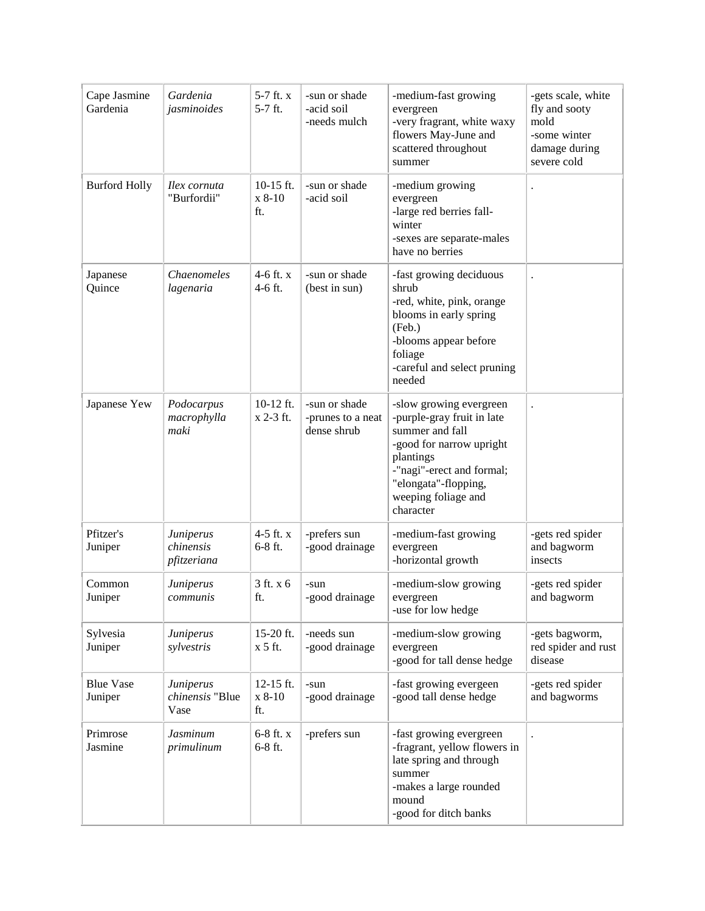| Cape Jasmine Gardenia | *Gardenia jasminoides* | 5-7 ft. x 5-7 ft. | -sun or shade<br>-acid soil<br>-needs mulch | -medium-fast growing evergreen<br>-very fragrant, white waxy flowers May-June and scattered throughout summer | -gets scale, white fly and sooty mold<br>-some winter damage during severe cold |
|---|---|---|---|---|---|
| Burford Holly | *Ilex cornuta* "Burfordii" | 10-15 ft. x 8-10 ft. | -sun or shade<br>-acid soil | -medium growing evergreen<br>-large red berries fall-winter<br>-sexes are separate-males have no berries | . |
| Japanese Quince | *Chaenomeles lagenaria* | 4-6 ft. x 4-6 ft. | -sun or shade (best in sun) | -fast growing deciduous shrub<br>-red, white, pink, orange blooms in early spring (Feb.)<br>-blooms appear before foliage<br>-careful and select pruning needed | . |
| Japanese Yew | *Podocarpus macrophylla maki* | 10-12 ft. x 2-3 ft. | -sun or shade<br>-prunes to a neat dense shrub | -slow growing evergreen<br>-purple-gray fruit in late summer and fall<br>-good for narrow upright plantings<br>-"nagi"-erect and formal; "elongata"-flopping, weeping foliage and character | . |
| Pfitzer's Juniper | *Juniperus chinensis pfitzeriana* | 4-5 ft. x 6-8 ft. | -prefers sun<br>-good drainage | -medium-fast growing evergreen<br>-horizontal growth | -gets red spider and bagworm insects |
| Common Juniper | *Juniperus communis* | 3 ft. x 6 ft. | -sun<br>-good drainage | -medium-slow growing evergreen<br>-use for low hedge | -gets red spider and bagworm |
| Sylvesia Juniper | *Juniperus sylvestris* | 15-20 ft. x 5 ft. | -needs sun<br>-good drainage | -medium-slow growing evergreen<br>-good for tall dense hedge | -gets bagworm, red spider and rust disease |
| Blue Vase Juniper | *Juniperus chinensis* "Blue Vase | 12-15 ft. x 8-10 ft. | -sun<br>-good drainage | -fast growing evergeen<br>-good tall dense hedge | -gets red spider and bagworms |
| Primrose Jasmine | *Jasminum primulinum* | 6-8 ft. x 6-8 ft. | -prefers sun | -fast growing evergreen<br>-fragrant, yellow flowers in late spring and through summer<br>-makes a large rounded mound<br>-good for ditch banks | . |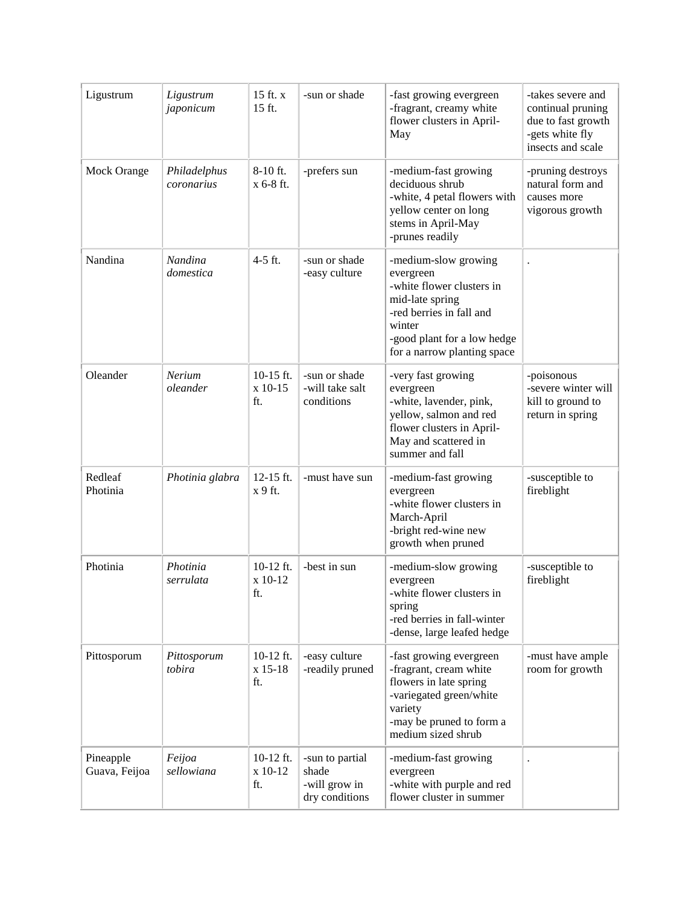| Ligustrum | *Ligustrum japonicum* | 15 ft. x 15 ft. | -sun or shade | -fast growing evergreen<br>-fragrant, creamy white flower clusters in April-May | -takes severe and continual pruning due to fast growth<br>-gets white fly insects and scale |
|---|---|---|---|---|---|
| Mock Orange | *Philadelphus coronarius* | 8-10 ft. x 6-8 ft. | -prefers sun | -medium-fast growing deciduous shrub<br>-white, 4 petal flowers with yellow center on long stems in April-May<br>-prunes readily | -pruning destroys natural form and causes more vigorous growth |
| Nandina | *Nandina domestica* | 4-5 ft. | -sun or shade<br>-easy culture | -medium-slow growing evergreen<br>-white flower clusters in mid-late spring<br>-red berries in fall and winter<br>-good plant for a low hedge for a narrow planting space | . |
| Oleander | *Nerium oleander* | 10-15 ft. x 10-15 ft. | -sun or shade<br>-will take salt conditions | -very fast growing evergreen<br>-white, lavender, pink, yellow, salmon and red flower clusters in April-May and scattered in summer and fall | -poisonous<br>-severe winter will kill to ground to return in spring |
| Redleaf Photinia | *Photinia glabra* | 12-15 ft. x 9 ft. | -must have sun | -medium-fast growing evergreen<br>-white flower clusters in March-April<br>-bright red-wine new growth when pruned | -susceptible to fireblight |
| Photinia | *Photinia serrulata* | 10-12 ft. x 10-12 ft. | -best in sun | -medium-slow growing evergreen<br>-white flower clusters in spring<br>-red berries in fall-winter<br>-dense, large leafed hedge | -susceptible to fireblight |
| Pittosporum | *Pittosporum tobira* | 10-12 ft. x 15-18 ft. | -easy culture<br>-readily pruned | -fast growing evergreen<br>-fragrant, cream white flowers in late spring<br>-variegated green/white variety<br>-may be pruned to form a medium sized shrub | -must have ample room for growth |
| Pineapple Guava, Feijoa | *Feijoa sellowiana* | 10-12 ft. x 10-12 ft. | -sun to partial shade<br>-will grow in dry conditions | -medium-fast growing evergreen<br>-white with purple and red flower cluster in summer | . |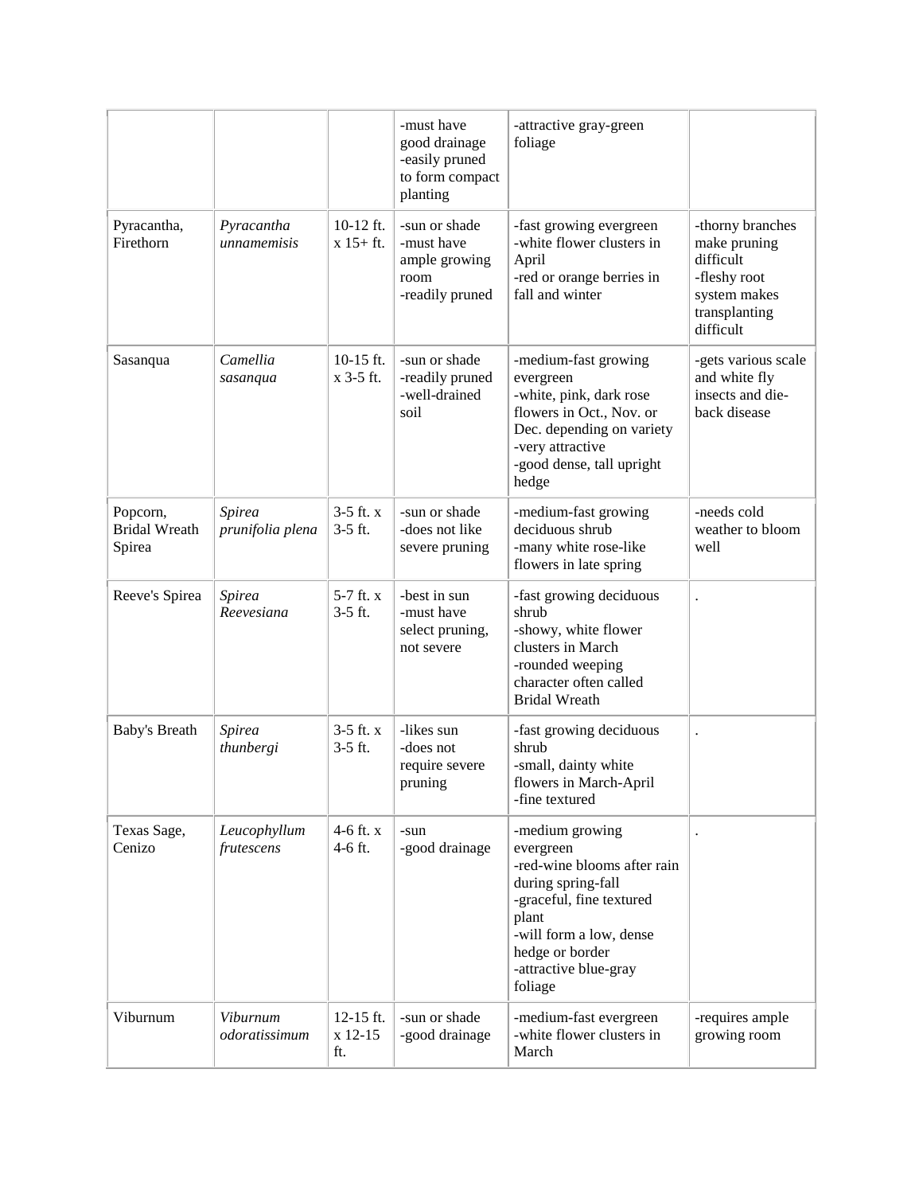| | | | -must have<br>good drainage<br>-easily pruned<br>to form compact<br>planting | -attractive gray-green<br>foliage | |
|---|---|---|---|---|---|
| Pyracantha,<br>Firethorn | *Pyracantha unnamemisis* | 10-12 ft.<br>x 15+ ft. | -sun or shade<br>-must have<br>ample growing<br>room<br>-readily pruned | -fast growing evergreen<br>-white flower clusters in<br>April<br>-red or orange berries in<br>fall and winter | -thorny branches<br>make pruning<br>difficult<br>-fleshy root<br>system makes<br>transplanting<br>difficult |
| Sasanqua | *Camellia sasanqua* | 10-15 ft.<br>x 3-5 ft. | -sun or shade<br>-readily pruned<br>-well-drained<br>soil | -medium-fast growing<br>evergreen<br>-white, pink, dark rose<br>flowers in Oct., Nov. or<br>Dec. depending on variety<br>-very attractive<br>-good dense, tall upright<br>hedge | -gets various scale<br>and white fly<br>insects and die-<br>back disease |
| Popcorn,<br>Bridal Wreath<br>Spirea | *Spirea prunifolia plena* | 3-5 ft. x<br>3-5 ft. | -sun or shade<br>-does not like<br>severe pruning | -medium-fast growing<br>deciduous shrub<br>-many white rose-like<br>flowers in late spring | -needs cold<br>weather to bloom<br>well |
| Reeve's Spirea | *Spirea Reevesiana* | 5-7 ft. x<br>3-5 ft. | -best in sun<br>-must have<br>select pruning,<br>not severe | -fast growing deciduous<br>shrub<br>-showy, white flower<br>clusters in March<br>-rounded weeping<br>character often called<br>Bridal Wreath | . |
| Baby's Breath | *Spirea thunbergi* | 3-5 ft. x<br>3-5 ft. | -likes sun<br>-does not<br>require severe<br>pruning | -fast growing deciduous<br>shrub<br>-small, dainty white<br>flowers in March-April<br>-fine textured | . |
| Texas Sage,<br>Cenizo | *Leucophyllum frutescens* | 4-6 ft. x<br>4-6 ft. | -sun<br>-good drainage | -medium growing<br>evergreen<br>-red-wine blooms after rain<br>during spring-fall<br>-graceful, fine textured<br>plant<br>-will form a low, dense<br>hedge or border<br>-attractive blue-gray<br>foliage | . |
| Viburnum | *Viburnum odoratissimum* | 12-15 ft.<br>x 12-15<br>ft. | -sun or shade<br>-good drainage | -medium-fast evergreen<br>-white flower clusters in<br>March | -requires ample<br>growing room |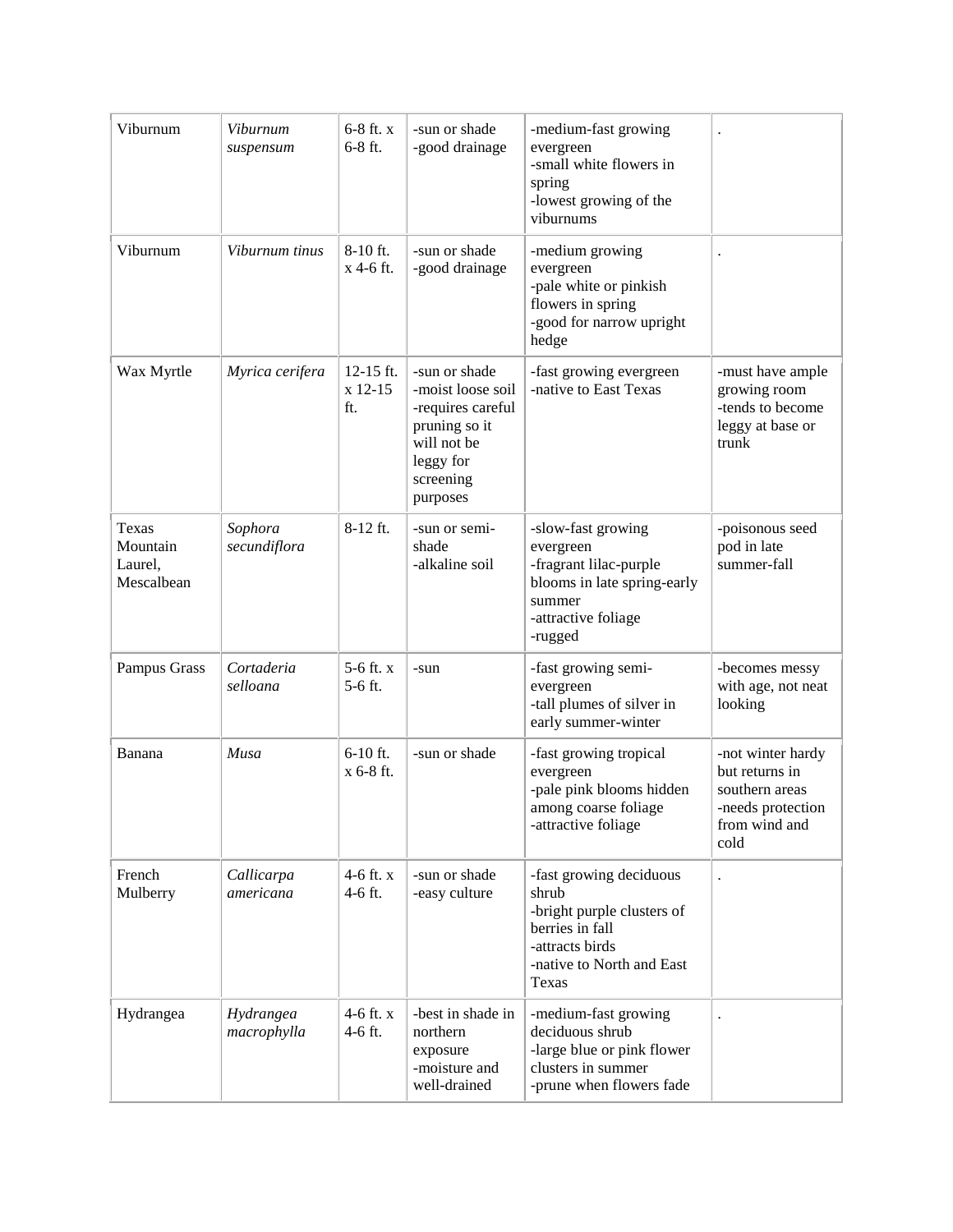| Viburnum | *Viburnum suspensum* | 6-8 ft. x 6-8 ft. | -sun or shade<br>-good drainage | -medium-fast growing evergreen<br>-small white flowers in spring<br>-lowest growing of the viburnums | . |
|---|---|---|---|---|---|
| Viburnum | *Viburnum tinus* | 8-10 ft. x 4-6 ft. | -sun or shade<br>-good drainage | -medium growing evergreen<br>-pale white or pinkish flowers in spring<br>-good for narrow upright hedge | . |
| Wax Myrtle | *Myrica cerifera* | 12-15 ft. x 12-15 ft. | -sun or shade<br>-moist loose soil<br>-requires careful pruning so it will not be leggy for screening purposes | -fast growing evergreen<br>-native to East Texas | -must have ample growing room<br>-tends to become leggy at base or trunk |
| Texas Mountain Laurel, Mescalbean | *Sophora secundiflora* | 8-12 ft. | -sun or semi-shade<br>-alkaline soil | -slow-fast growing evergreen<br>-fragrant lilac-purple blooms in late spring-early summer<br>-attractive foliage<br>-rugged | -poisonous seed pod in late summer-fall |
| Pampus Grass | *Cortaderia selloana* | 5-6 ft. x 5-6 ft. | -sun | -fast growing semi-evergreen<br>-tall plumes of silver in early summer-winter | -becomes messy with age, not neat looking |
| Banana | *Musa* | 6-10 ft. x 6-8 ft. | -sun or shade | -fast growing tropical evergreen<br>-pale pink blooms hidden among coarse foliage<br>-attractive foliage | -not winter hardy but returns in southern areas<br>-needs protection from wind and cold |
| French Mulberry | *Callicarpa americana* | 4-6 ft. x 4-6 ft. | -sun or shade<br>-easy culture | -fast growing deciduous shrub<br>-bright purple clusters of berries in fall<br>-attracts birds<br>-native to North and East Texas | . |
| Hydrangea | *Hydrangea macrophylla* | 4-6 ft. x 4-6 ft. | -best in shade in northern exposure<br>-moisture and well-drained | -medium-fast growing deciduous shrub<br>-large blue or pink flower clusters in summer<br>-prune when flowers fade | . |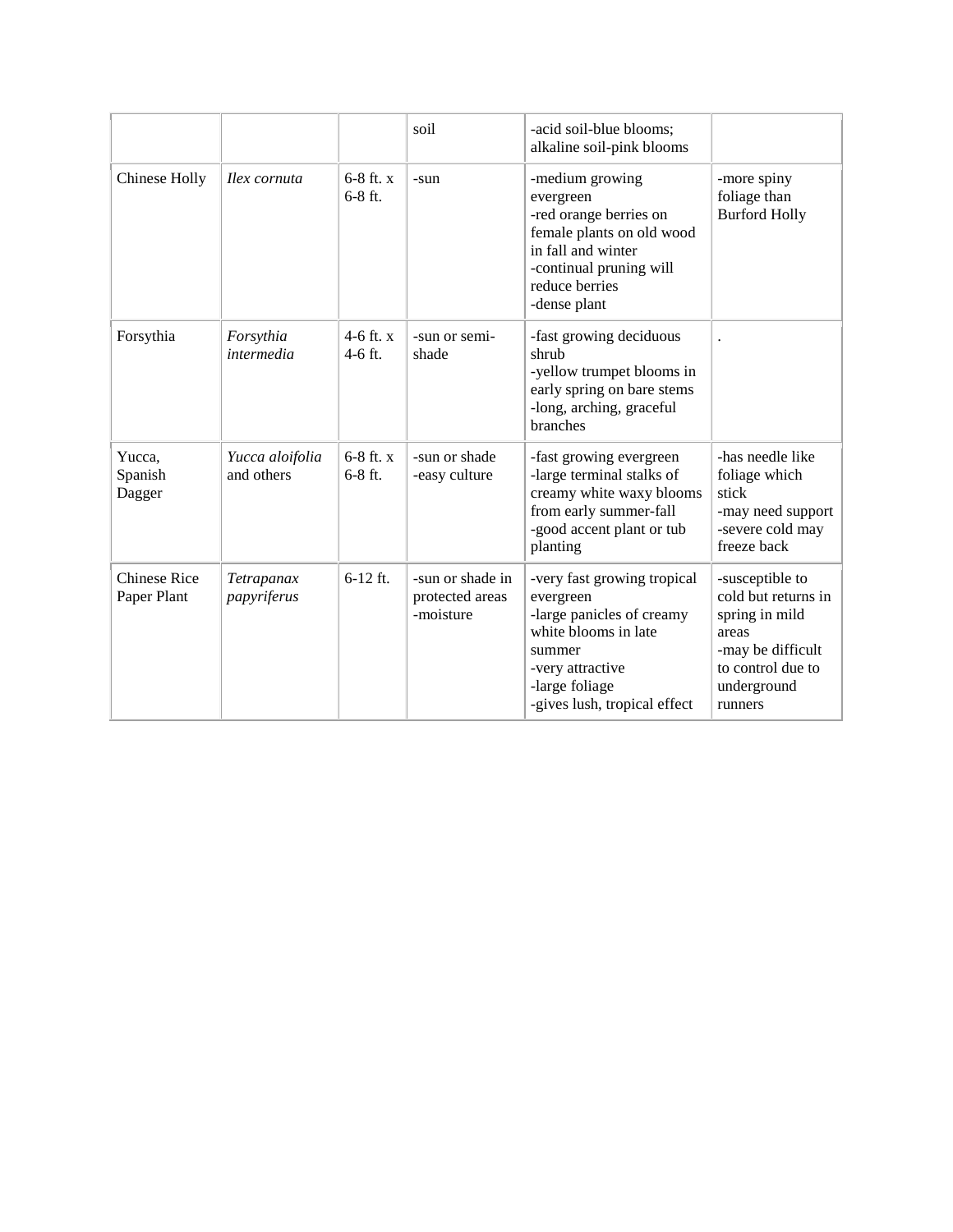| | | | soil | -acid soil-blue blooms; alkaline soil-pink blooms | |
|---|---|---|---|---|---|
| Chinese Holly | *Ilex cornuta* | 6-8 ft. x 6-8 ft. | -sun | -medium growing evergreen<br>-red orange berries on female plants on old wood in fall and winter<br>-continual pruning will reduce berries<br>-dense plant | -more spiny foliage than Burford Holly |
| Forsythia | *Forsythia intermedia* | 4-6 ft. x 4-6 ft. | -sun or semi-shade | -fast growing deciduous shrub<br>-yellow trumpet blooms in early spring on bare stems<br>-long, arching, graceful branches | . |
| Yucca, Spanish Dagger | *Yucca aloifolia* and others | 6-8 ft. x 6-8 ft. | -sun or shade<br>-easy culture | -fast growing evergreen<br>-large terminal stalks of creamy white waxy blooms from early summer-fall<br>-good accent plant or tub planting | -has needle like foliage which stick<br>-may need support<br>-severe cold may freeze back |
| Chinese Rice Paper Plant | *Tetrapanax papyriferus* | 6-12 ft. | -sun or shade in protected areas<br>-moisture | -very fast growing tropical evergreen<br>-large panicles of creamy white blooms in late summer<br>-very attractive<br>-large foliage<br>-gives lush, tropical effect | -susceptible to cold but returns in spring in mild areas<br>-may be difficult to control due to underground runners |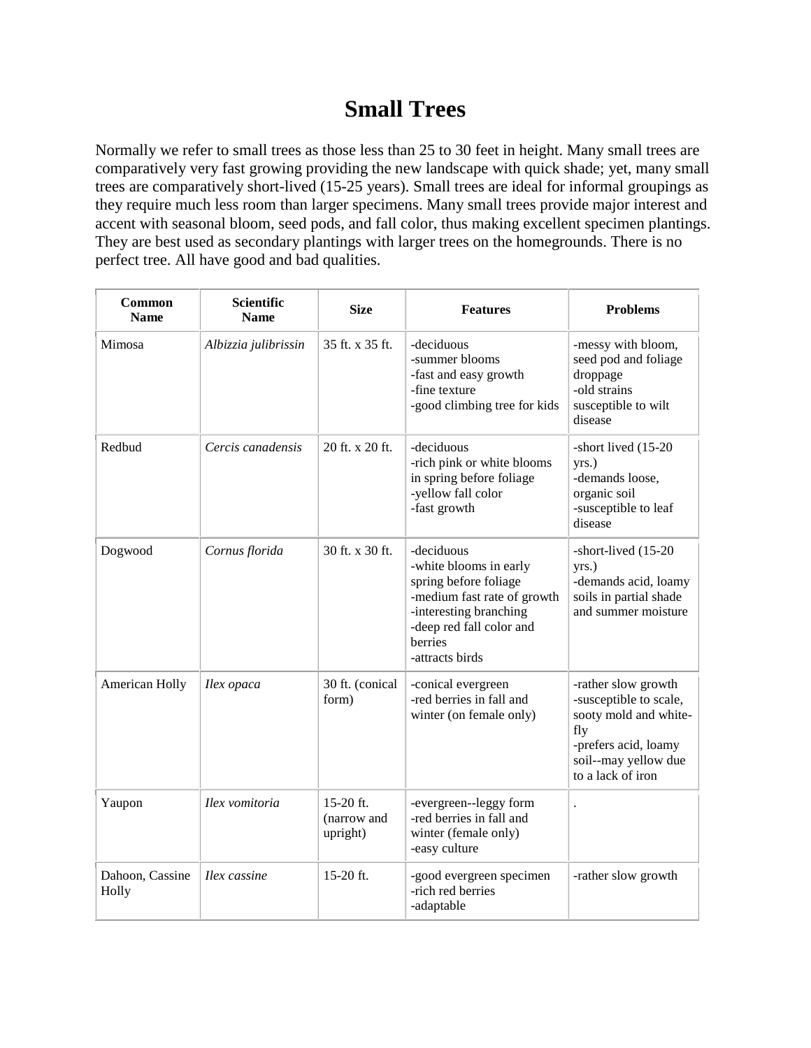# Small Trees

Normally we refer to small trees as those less than 25 to 30 feet in height. Many small trees are comparatively very fast growing providing the new landscape with quick shade; yet, many small trees are comparatively short-lived (15-25 years). Small trees are ideal for informal groupings as they require much less room than larger specimens. Many small trees provide major interest and accent with seasonal bloom, seed pods, and fall color, thus making excellent specimen plantings. They are best used as secondary plantings with larger trees on the homegrounds. There is no perfect tree. All have good and bad qualities.

| Common Name | Scientific Name | Size | Features | Problems |
|---|---|---|---|---|
| Mimosa | *Albizzia julibrissin* | 35 ft. x 35 ft. | -deciduous<br>-summer blooms<br>-fast and easy growth<br>-fine texture<br>-good climbing tree for kids | -messy with bloom, seed pod and foliage droppage<br>-old strains susceptible to wilt disease |
| Redbud | *Cercis canadensis* | 20 ft. x 20 ft. | -deciduous<br>-rich pink or white blooms in spring before foliage<br>-yellow fall color<br>-fast growth | -short lived (15-20 yrs.)<br>-demands loose, organic soil<br>-susceptible to leaf disease |
| Dogwood | *Cornus florida* | 30 ft. x 30 ft. | -deciduous<br>-white blooms in early spring before foliage<br>-medium fast rate of growth<br>-interesting branching<br>-deep red fall color and berries<br>-attracts birds | -short-lived (15-20 yrs.)<br>-demands acid, loamy soils in partial shade and summer moisture |
| American Holly | *Ilex opaca* | 30 ft. (conical form) | -conical evergreen<br>-red berries in fall and winter (on female only) | -rather slow growth<br>-susceptible to scale, sooty mold and white-fly<br>-prefers acid, loamy soil--may yellow due to a lack of iron |
| Yaupon | *Ilex vomitoria* | 15-20 ft. (narrow and upright) | -evergreen--leggy form<br>-red berries in fall and winter (female only)<br>-easy culture | . |
| Dahoon, Cassine Holly | *Ilex cassine* | 15-20 ft. | -good evergreen specimen<br>-rich red berries<br>-adaptable | -rather slow growth |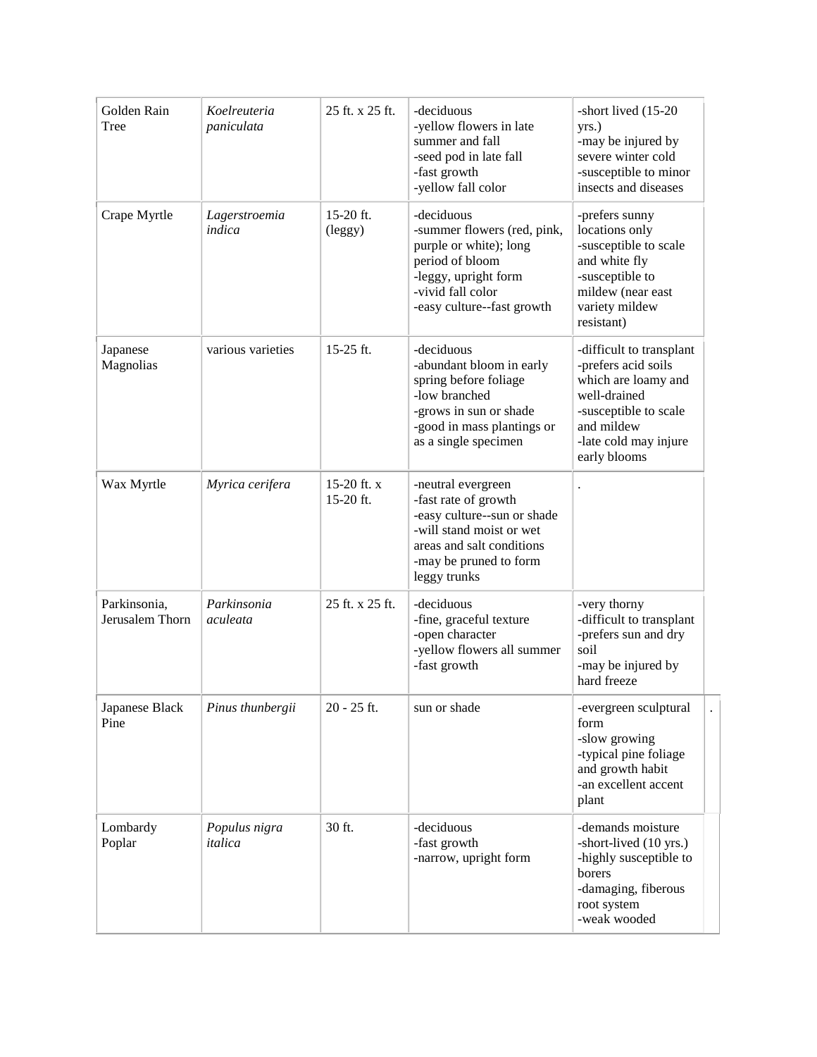| | | | | |
|---|---|---|---|---|
| Golden Rain Tree | *Koelreuteria paniculata* | 25 ft. x 25 ft. | -deciduous<br>-yellow flowers in late summer and fall<br>-seed pod in late fall<br>-fast growth<br>-yellow fall color | -short lived (15-20 yrs.)<br>-may be injured by severe winter cold<br>-susceptible to minor insects and diseases |
| Crape Myrtle | *Lagerstroemia indica* | 15-20 ft. (leggy) | -deciduous<br>-summer flowers (red, pink, purple or white); long period of bloom<br>-leggy, upright form<br>-vivid fall color<br>-easy culture--fast growth | -prefers sunny locations only<br>-susceptible to scale and white fly<br>-susceptible to mildew (near east variety mildew resistant) |
| Japanese Magnolias | various varieties | 15-25 ft. | -deciduous<br>-abundant bloom in early spring before foliage<br>-low branched<br>-grows in sun or shade<br>-good in mass plantings or as a single specimen | -difficult to transplant<br>-prefers acid soils which are loamy and well-drained<br>-susceptible to scale and mildew<br>-late cold may injure early blooms |
| Wax Myrtle | *Myrica cerifera* | 15-20 ft. x 15-20 ft. | -neutral evergreen<br>-fast rate of growth<br>-easy culture--sun or shade<br>-will stand moist or wet areas and salt conditions<br>-may be pruned to form leggy trunks | . |
| Parkinsonia, Jerusalem Thorn | *Parkinsonia aculeata* | 25 ft. x 25 ft. | -deciduous<br>-fine, graceful texture<br>-open character<br>-yellow flowers all summer<br>-fast growth | -very thorny<br>-difficult to transplant<br>-prefers sun and dry soil<br>-may be injured by hard freeze |
| Japanese Black Pine | *Pinus thunbergii* | 20 - 25 ft. | sun or shade | -evergreen sculptural form<br>-slow growing<br>-typical pine foliage and growth habit<br>-an excellent accent plant |
| Lombardy Poplar | *Populus nigra italica* | 30 ft. | -deciduous<br>-fast growth<br>-narrow, upright form | -demands moisture<br>-short-lived (10 yrs.)<br>-highly susceptible to borers<br>-damaging, fiberous root system<br>-weak wooded |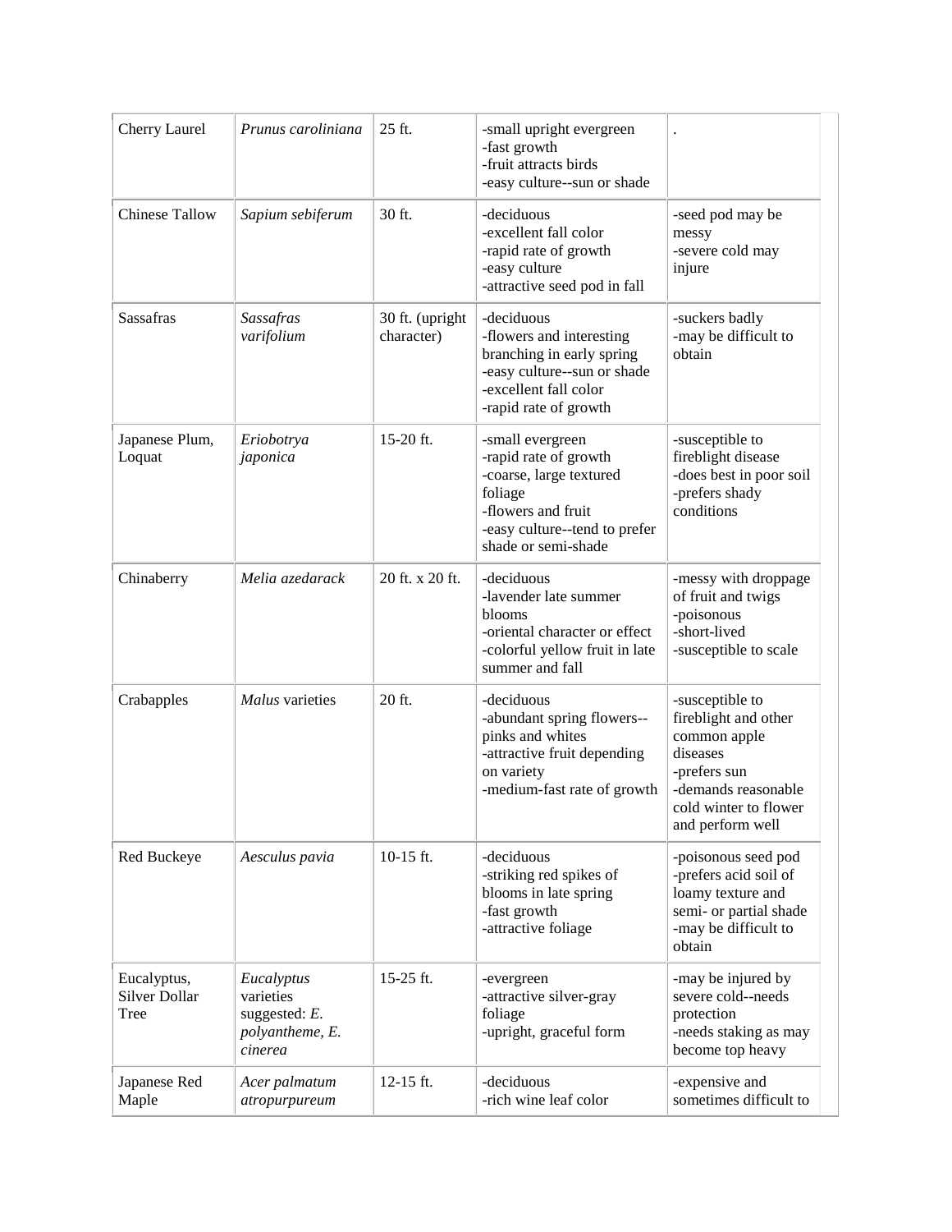| Cherry Laurel | *Prunus caroliniana* | 25 ft. | -small upright evergreen<br>-fast growth<br>-fruit attracts birds<br>-easy culture--sun or shade | . |
|---|---|---|---|---|
| Chinese Tallow | *Sapium sebiferum* | 30 ft. | -deciduous<br>-excellent fall color<br>-rapid rate of growth<br>-easy culture<br>-attractive seed pod in fall | -seed pod may be messy<br>-severe cold may injure |
| Sassafras | *Sassafras varifolium* | 30 ft. (upright character) | -deciduous<br>-flowers and interesting branching in early spring<br>-easy culture--sun or shade<br>-excellent fall color<br>-rapid rate of growth | -suckers badly<br>-may be difficult to obtain |
| Japanese Plum, Loquat | *Eriobotrya japonica* | 15-20 ft. | -small evergreen<br>-rapid rate of growth<br>-coarse, large textured foliage<br>-flowers and fruit<br>-easy culture--tend to prefer shade or semi-shade | -susceptible to fireblight disease<br>-does best in poor soil<br>-prefers shady conditions |
| Chinaberry | *Melia azedarack* | 20 ft. x 20 ft. | -deciduous<br>-lavender late summer blooms<br>-oriental character or effect<br>-colorful yellow fruit in late summer and fall | -messy with droppage of fruit and twigs<br>-poisonous<br>-short-lived<br>-susceptible to scale |
| Crabapples | *Malus* varieties | 20 ft. | -deciduous<br>-abundant spring flowers--pinks and whites<br>-attractive fruit depending on variety<br>-medium-fast rate of growth | -susceptible to fireblight and other common apple diseases<br>-prefers sun<br>-demands reasonable cold winter to flower and perform well |
| Red Buckeye | *Aesculus pavia* | 10-15 ft. | -deciduous<br>-striking red spikes of blooms in late spring<br>-fast growth<br>-attractive foliage | -poisonous seed pod<br>-prefers acid soil of loamy texture and semi- or partial shade<br>-may be difficult to obtain |
| Eucalyptus, Silver Dollar Tree | *Eucalyptus* varieties suggested: *E. polyantheme, E. cinerea* | 15-25 ft. | -evergreen<br>-attractive silver-gray foliage<br>-upright, graceful form | -may be injured by severe cold--needs protection<br>-needs staking as may become top heavy |
| Japanese Red Maple | *Acer palmatum atropurpureum* | 12-15 ft. | -deciduous<br>-rich wine leaf color | -expensive and sometimes difficult to |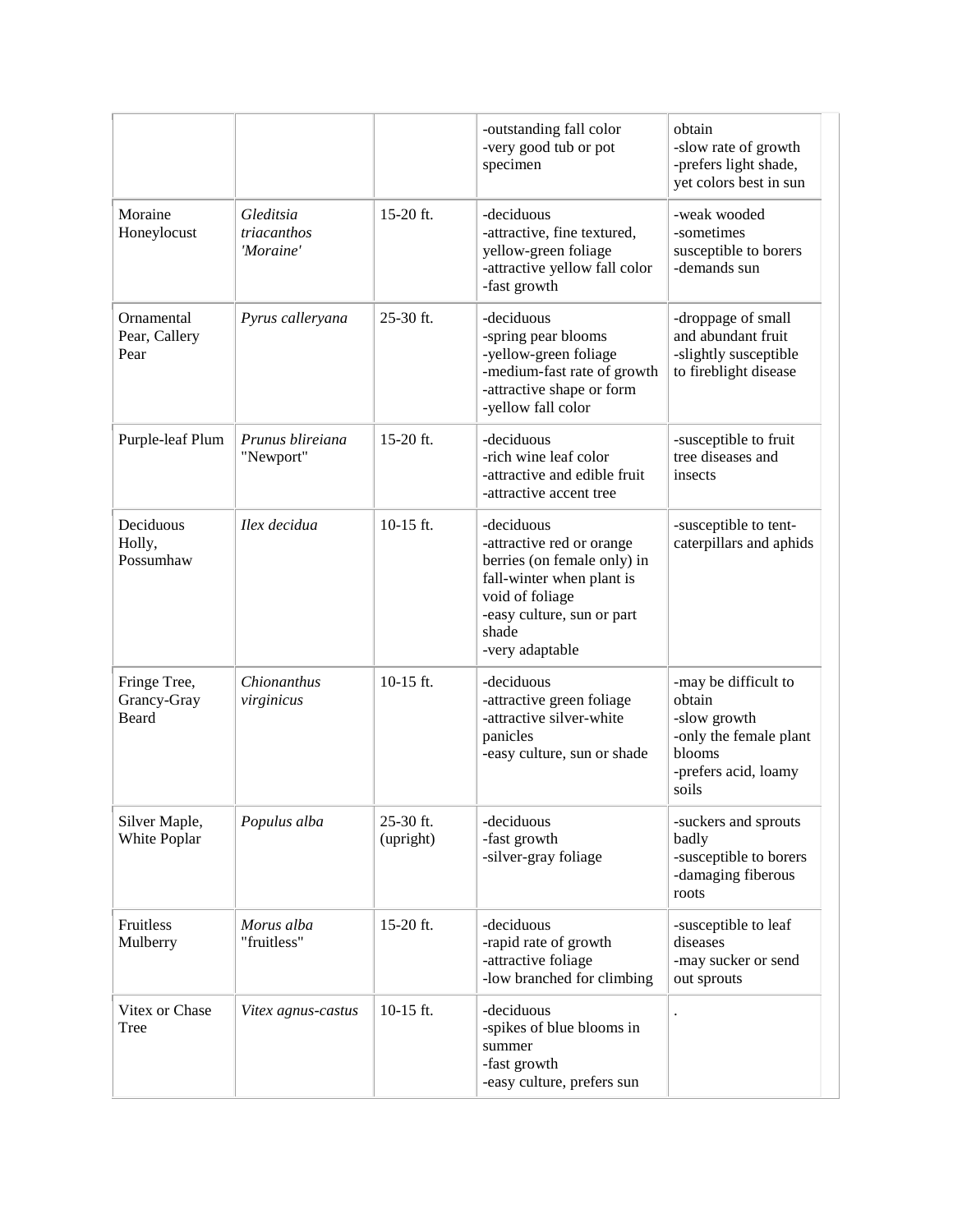| | | | -outstanding fall color<br>-very good tub or pot specimen | obtain<br>-slow rate of growth<br>-prefers light shade, yet colors best in sun |
|---|---|---|---|---|
| Moraine Honeylocust | *Gleditsia triacanthos 'Moraine'* | 15-20 ft. | -deciduous<br>-attractive, fine textured, yellow-green foliage<br>-attractive yellow fall color<br>-fast growth | -weak wooded<br>-sometimes susceptible to borers<br>-demands sun |
| Ornamental Pear, Callery Pear | *Pyrus calleryana* | 25-30 ft. | -deciduous<br>-spring pear blooms<br>-yellow-green foliage<br>-medium-fast rate of growth<br>-attractive shape or form<br>-yellow fall color | -droppage of small and abundant fruit<br>-slightly susceptible to fireblight disease |
| Purple-leaf Plum | *Prunus blireiana* "Newport" | 15-20 ft. | -deciduous<br>-rich wine leaf color<br>-attractive and edible fruit<br>-attractive accent tree | -susceptible to fruit tree diseases and insects |
| Deciduous Holly, Possumhaw | *Ilex decidua* | 10-15 ft. | -deciduous<br>-attractive red or orange berries (on female only) in fall-winter when plant is void of foliage<br>-easy culture, sun or part shade<br>-very adaptable | -susceptible to tent-caterpillars and aphids |
| Fringe Tree, Grancy-Gray Beard | *Chionanthus virginicus* | 10-15 ft. | -deciduous<br>-attractive green foliage<br>-attractive silver-white panicles<br>-easy culture, sun or shade | -may be difficult to obtain<br>-slow growth<br>-only the female plant blooms<br>-prefers acid, loamy soils |
| Silver Maple, White Poplar | *Populus alba* | 25-30 ft. (upright) | -deciduous<br>-fast growth<br>-silver-gray foliage | -suckers and sprouts badly<br>-susceptible to borers<br>-damaging fiberous roots |
| Fruitless Mulberry | *Morus alba* "fruitless" | 15-20 ft. | -deciduous<br>-rapid rate of growth<br>-attractive foliage<br>-low branched for climbing | -susceptible to leaf diseases<br>-may sucker or send out sprouts |
| Vitex or Chase Tree | *Vitex agnus-castus* | 10-15 ft. | -deciduous<br>-spikes of blue blooms in summer<br>-fast growth<br>-easy culture, prefers sun | . |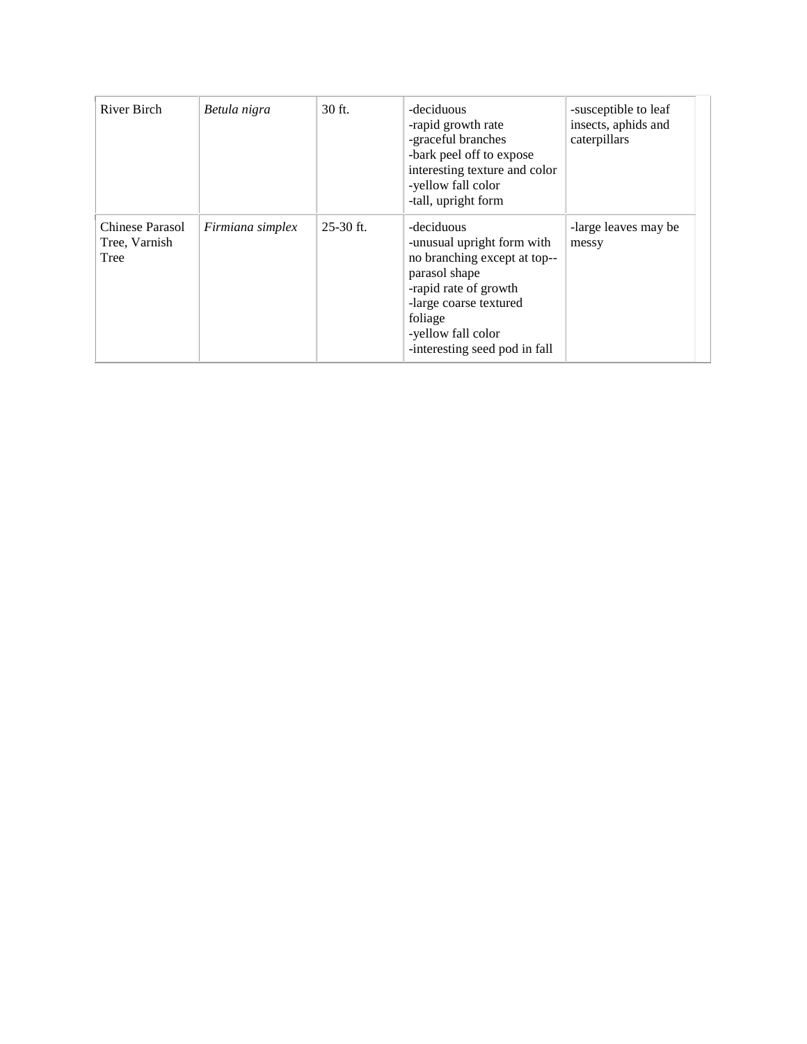| River Birch | *Betula nigra* | 30 ft. | -deciduous<br>-rapid growth rate<br>-graceful branches<br>-bark peel off to expose interesting texture and color<br>-yellow fall color<br>-tall, upright form | -susceptible to leaf insects, aphids and caterpillars |
|---|---|---|---|---|
| Chinese Parasol Tree, Varnish Tree | *Firmiana simplex* | 25-30 ft. | -deciduous<br>-unusual upright form with no branching except at top--parasol shape<br>-rapid rate of growth<br>-large coarse textured foliage<br>-yellow fall color<br>-interesting seed pod in fall | -large leaves may be messy |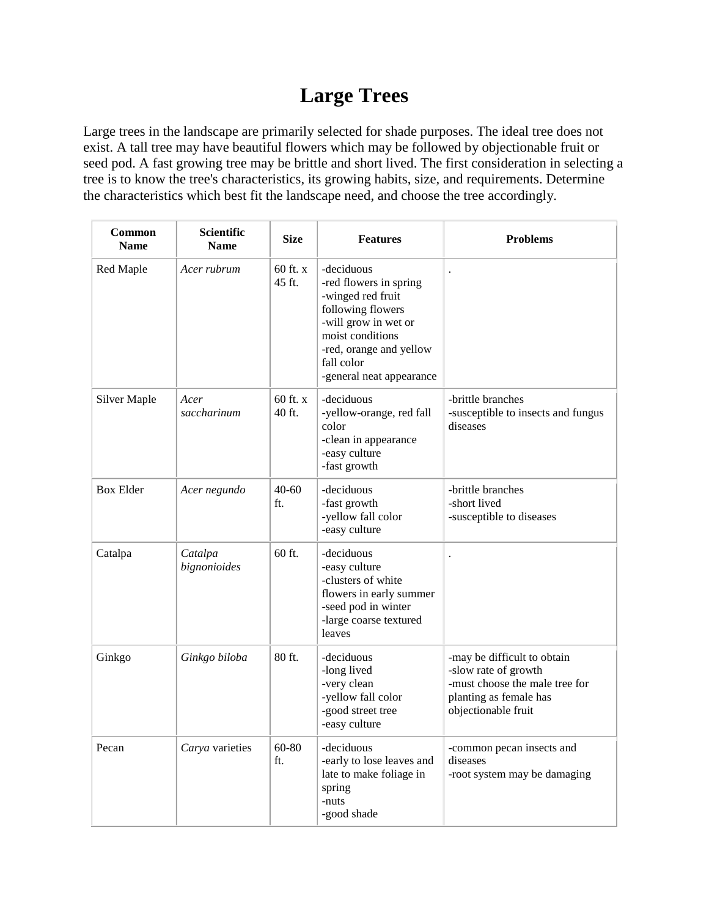# Large Trees

Large trees in the landscape are primarily selected for shade purposes. The ideal tree does not exist. A tall tree may have beautiful flowers which may be followed by objectionable fruit or seed pod. A fast growing tree may be brittle and short lived. The first consideration in selecting a tree is to know the tree's characteristics, its growing habits, size, and requirements. Determine the characteristics which best fit the landscape need, and choose the tree accordingly.

| Common Name | Scientific Name | Size | Features | Problems |
|---|---|---|---|---|
| Red Maple | *Acer rubrum* | 60 ft. x 45 ft. | -deciduous<br>-red flowers in spring<br>-winged red fruit following flowers<br>-will grow in wet or moist conditions<br>-red, orange and yellow fall color<br>-general neat appearance | . |
| Silver Maple | *Acer saccharinum* | 60 ft. x 40 ft. | -deciduous<br>-yellow-orange, red fall color<br>-clean in appearance<br>-easy culture<br>-fast growth | -brittle branches<br>-susceptible to insects and fungus diseases |
| Box Elder | *Acer negundo* | 40-60 ft. | -deciduous<br>-fast growth<br>-yellow fall color<br>-easy culture | -brittle branches<br>-short lived<br>-susceptible to diseases |
| Catalpa | *Catalpa bignonioides* | 60 ft. | -deciduous<br>-easy culture<br>-clusters of white flowers in early summer<br>-seed pod in winter<br>-large coarse textured leaves | . |
| Ginkgo | *Ginkgo biloba* | 80 ft. | -deciduous<br>-long lived<br>-very clean<br>-yellow fall color<br>-good street tree<br>-easy culture | -may be difficult to obtain<br>-slow rate of growth<br>-must choose the male tree for planting as female has objectionable fruit |
| Pecan | *Carya* varieties | 60-80 ft. | -deciduous<br>-early to lose leaves and late to make foliage in spring<br>-nuts<br>-good shade | -common pecan insects and diseases<br>-root system may be damaging |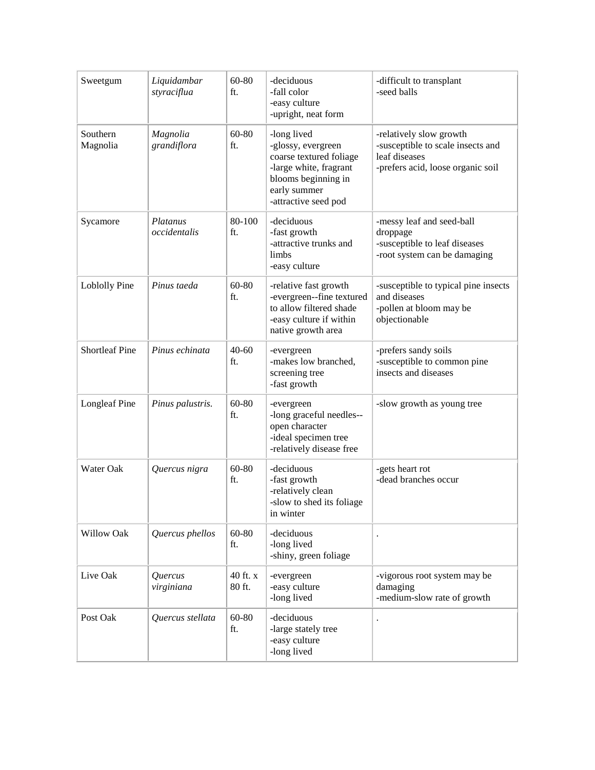| Sweetgum | *Liquidambar styraciflua* | 60-80 ft. | -deciduous<br>-fall color<br>-easy culture<br>-upright, neat form | -difficult to transplant<br>-seed balls |
|---|---|---|---|---|
| Southern Magnolia | *Magnolia grandiflora* | 60-80 ft. | -long lived<br>-glossy, evergreen coarse textured foliage<br>-large white, fragrant blooms beginning in early summer<br>-attractive seed pod | -relatively slow growth<br>-susceptible to scale insects and leaf diseases<br>-prefers acid, loose organic soil |
| Sycamore | *Platanus occidentalis* | 80-100 ft. | -deciduous<br>-fast growth<br>-attractive trunks and limbs<br>-easy culture | -messy leaf and seed-ball droppage<br>-susceptible to leaf diseases<br>-root system can be damaging |
| Loblolly Pine | *Pinus taeda* | 60-80 ft. | -relative fast growth<br>-evergreen--fine textured to allow filtered shade<br>-easy culture if within native growth area | -susceptible to typical pine insects and diseases<br>-pollen at bloom may be objectionable |
| Shortleaf Pine | *Pinus echinata* | 40-60 ft. | -evergreen<br>-makes low branched, screening tree<br>-fast growth | -prefers sandy soils<br>-susceptible to common pine insects and diseases |
| Longleaf Pine | *Pinus palustris.* | 60-80 ft. | -evergreen<br>-long graceful needles--open character<br>-ideal specimen tree<br>-relatively disease free | -slow growth as young tree |
| Water Oak | *Quercus nigra* | 60-80 ft. | -deciduous<br>-fast growth<br>-relatively clean<br>-slow to shed its foliage in winter | -gets heart rot<br>-dead branches occur |
| Willow Oak | *Quercus phellos* | 60-80 ft. | -deciduous<br>-long lived<br>-shiny, green foliage | . |
| Live Oak | *Quercus virginiana* | 40 ft. x 80 ft. | -evergreen<br>-easy culture<br>-long lived | -vigorous root system may be damaging<br>-medium-slow rate of growth |
| Post Oak | *Quercus stellata* | 60-80 ft. | -deciduous<br>-large stately tree<br>-easy culture<br>-long lived | . |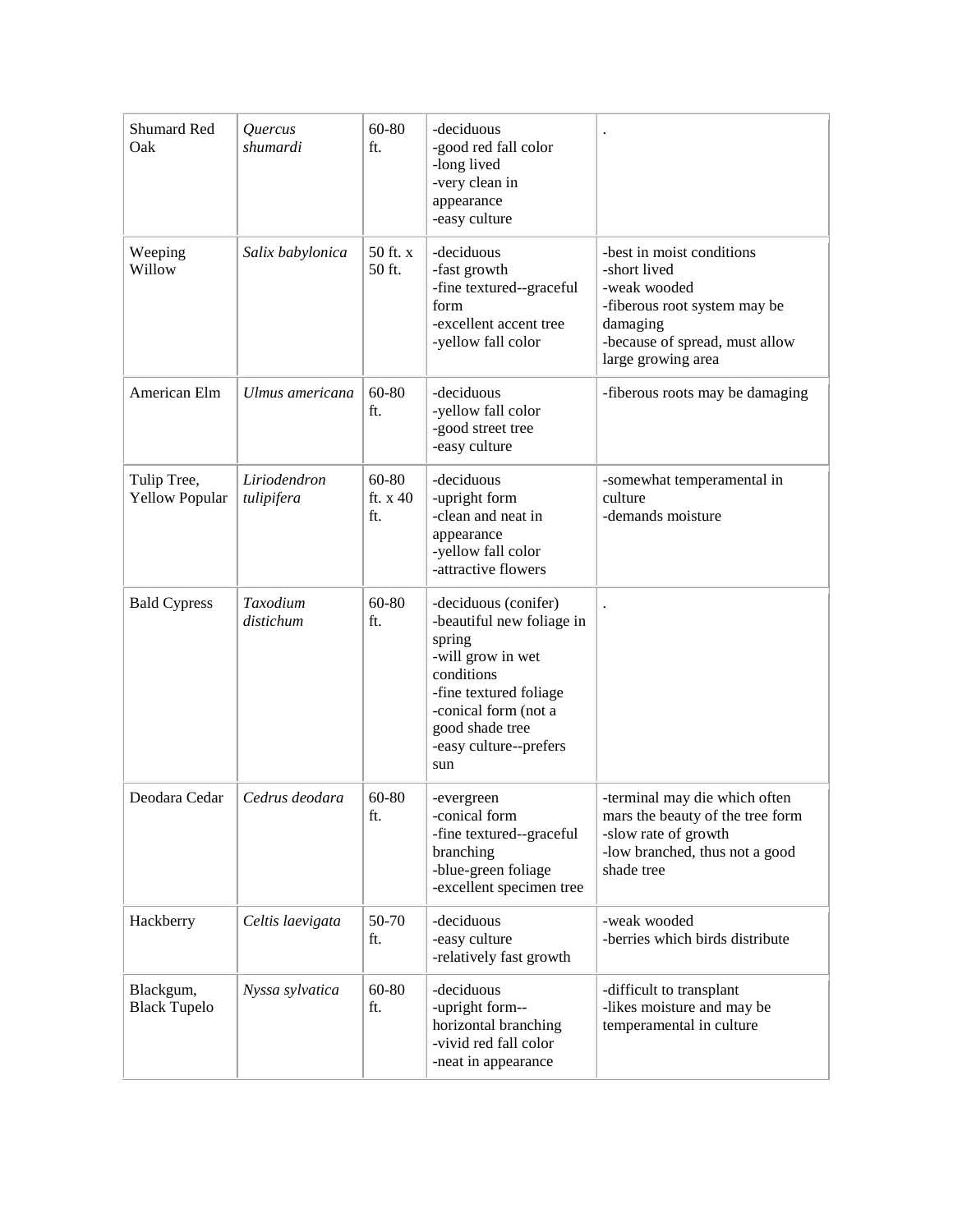| Shumard Red Oak | *Quercus shumardi* | 60-80 ft. | -deciduous<br>-good red fall color<br>-long lived<br>-very clean in appearance<br>-easy culture | . |
|---|---|---|---|---|
| Weeping Willow | *Salix babylonica* | 50 ft. x 50 ft. | -deciduous<br>-fast growth<br>-fine textured--graceful form<br>-excellent accent tree<br>-yellow fall color | -best in moist conditions<br>-short lived<br>-weak wooded<br>-fiberous root system may be damaging<br>-because of spread, must allow large growing area |
| American Elm | *Ulmus americana* | 60-80 ft. | -deciduous<br>-yellow fall color<br>-good street tree<br>-easy culture | -fiberous roots may be damaging |
| Tulip Tree, Yellow Popular | *Liriodendron tulipifera* | 60-80 ft. x 40 ft. | -deciduous<br>-upright form<br>-clean and neat in appearance<br>-yellow fall color<br>-attractive flowers | -somewhat temperamental in culture<br>-demands moisture |
| Bald Cypress | *Taxodium distichum* | 60-80 ft. | -deciduous (conifer)<br>-beautiful new foliage in spring<br>-will grow in wet conditions<br>-fine textured foliage<br>-conical form (not a good shade tree<br>-easy culture--prefers sun | . |
| Deodara Cedar | *Cedrus deodara* | 60-80 ft. | -evergreen<br>-conical form<br>-fine textured--graceful branching<br>-blue-green foliage<br>-excellent specimen tree | -terminal may die which often mars the beauty of the tree form<br>-slow rate of growth<br>-low branched, thus not a good shade tree |
| Hackberry | *Celtis laevigata* | 50-70 ft. | -deciduous<br>-easy culture<br>-relatively fast growth | -weak wooded<br>-berries which birds distribute |
| Blackgum, Black Tupelo | *Nyssa sylvatica* | 60-80 ft. | -deciduous<br>-upright form--horizontal branching<br>-vivid red fall color<br>-neat in appearance | -difficult to transplant<br>-likes moisture and may be temperamental in culture |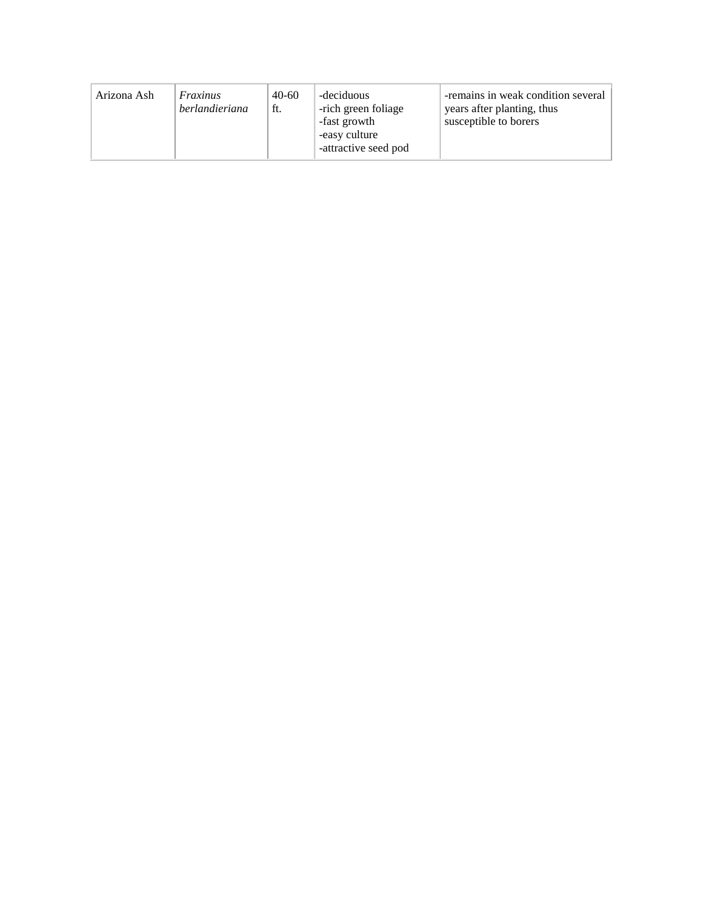| | | | | |
|---|---|---|---|---|
| Arizona Ash | *Fraxinus berlandieriana* | 40-60 ft. | -deciduous<br>-rich green foliage<br>-fast growth<br>-easy culture<br>-attractive seed pod | -remains in weak condition several years after planting, thus susceptible to borers |